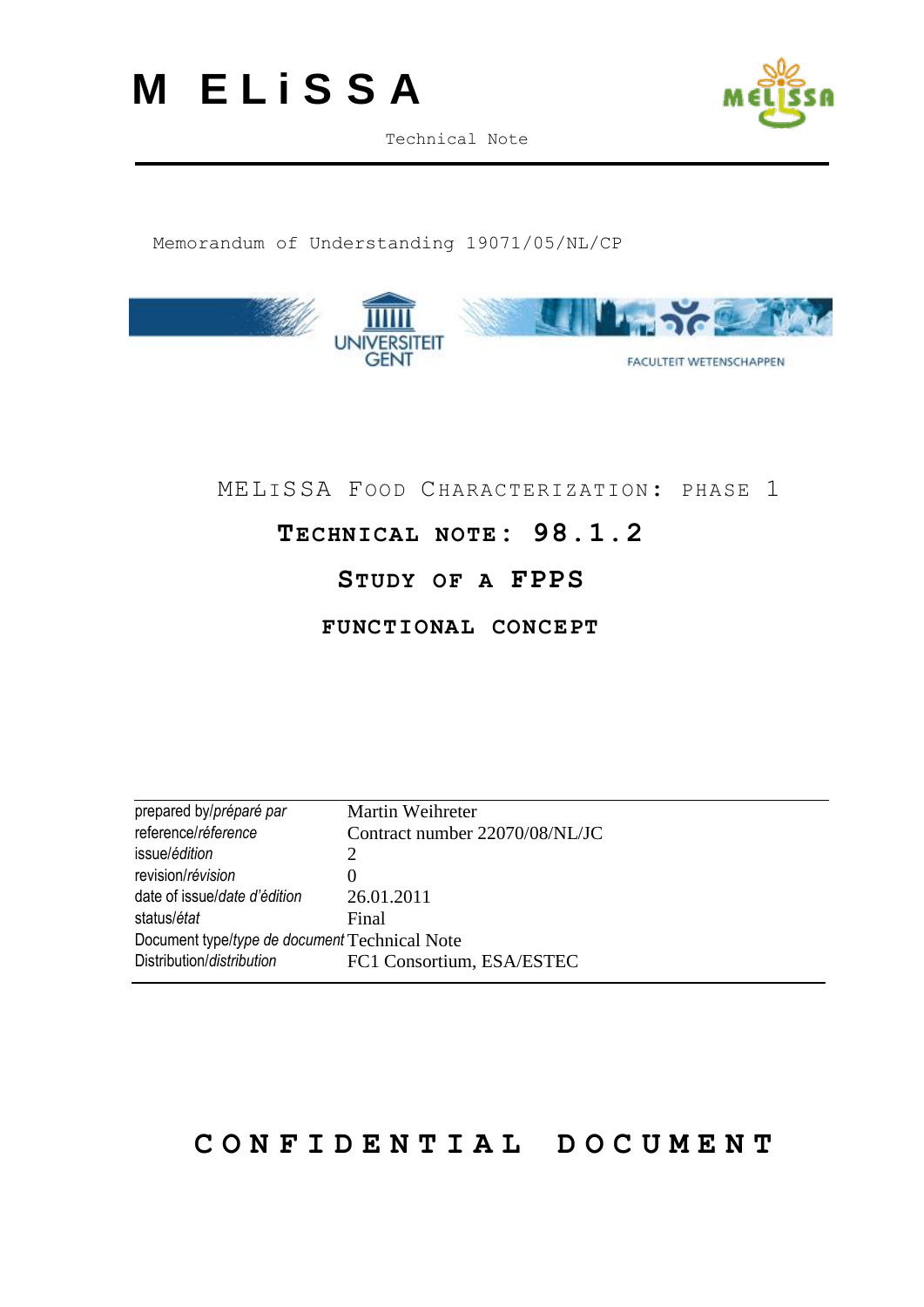# MELiSSA

Technical Note

Memorandum of Understanding 19071/05/NL/CP

UNIVERSITEIT GENT

FACULTEIT WETENSCHAPPEN

MELiSSA Food Characterization: phase 1

## Technical note: 98.1.2

## Study of a FPPS

## functional concept

| | |
|---|---|
| prepared by/*préparé par* | Martin Weihreter |
| reference/*réference* | Contract number 22070/08/NL/JC |
| issue/*édition* | 2 |
| revision/*révision* | 0 |
| date of issue/*date d'édition* | 26.01.2011 |
| status/*état* | Final |
| Document type/*type de document* | Technical Note |
| Distribution/*distribution* | FC1 Consortium, ESA/ESTEC |

**CONFIDENTIAL DOCUMENT**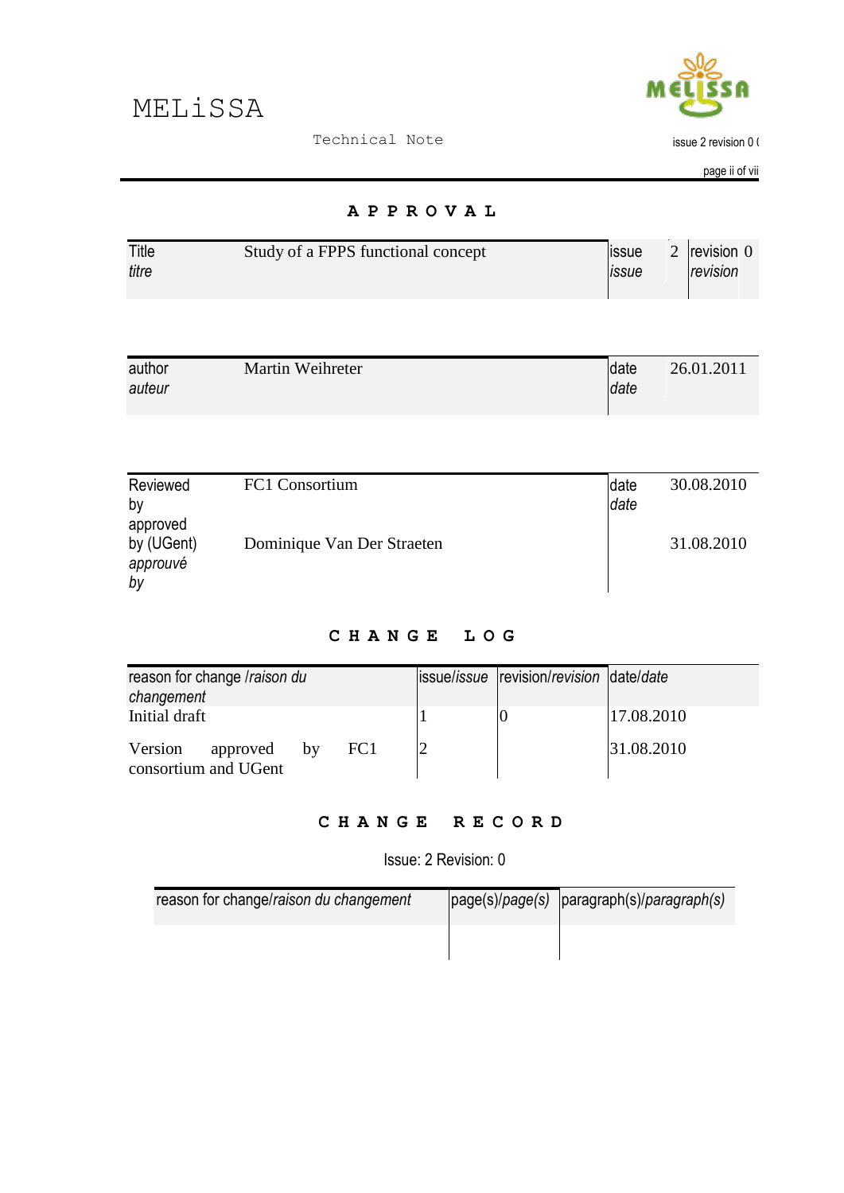## APPROVAL

| | | | | | |
|---|---|---|---|---|---|
| Title *titre* | Study of a FPPS functional concept | issue *issue* | 2 | revision *revision* | 0 |

| | | | |
|---|---|---|---|
| author *auteur* | Martin Weihreter | date *date* | 26.01.2011 |

| | | | |
|---|---|---|---|
| Reviewed by | FC1 Consortium | date *date* | 30.08.2010 |
| approved by (UGent) *approuvé by* | Dominique Van Der Straeten | | 31.08.2010 |

## CHANGE LOG

| reason for change /*raison du changement* | issue/*issue* | revision/*revision* | date/*date* |
|---|---|---|---|
| Initial draft | 1 | 0 | 17.08.2010 |
| Version approved by FC1 consortium and UGent | 2 | | 31.08.2010 |

## CHANGE RECORD

Issue: 2 Revision: 0

| reason for change/*raison du changement* | page(s)/*page(s)* | paragraph(s)/*paragraph(s)* |
|---|---|---|
| | | |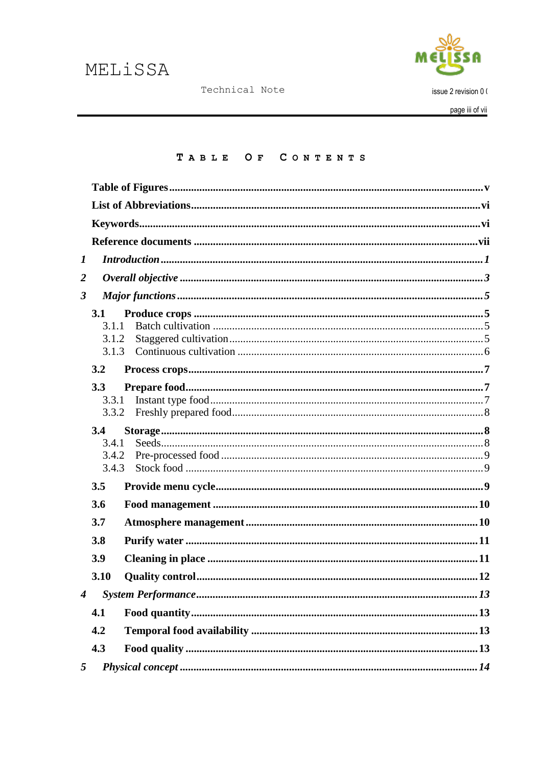# Table of Contents

**Table of Figures** .......... v

**List of Abbreviations** .......... vi

**Keywords** .......... vi

**Reference documents** .......... vii

***1 Introduction*** .......... *1*

***2 Overall objective*** .......... *3*

***3 Major functions*** .......... *5*

**3.1 Produce crops** .......... 5

- 3.1.1 Batch cultivation .......... 5
- 3.1.2 Staggered cultivation .......... 5
- 3.1.3 Continuous cultivation .......... 6

**3.2 Process crops** .......... 7

**3.3 Prepare food** .......... 7

- 3.3.1 Instant type food .......... 7
- 3.3.2 Freshly prepared food .......... 8

**3.4 Storage** .......... 8

- 3.4.1 Seeds .......... 8
- 3.4.2 Pre-processed food .......... 9
- 3.4.3 Stock food .......... 9

**3.5 Provide menu cycle** .......... 9

**3.6 Food management** .......... 10

**3.7 Atmosphere management** .......... 10

**3.8 Purify water** .......... 11

**3.9 Cleaning in place** .......... 11

**3.10 Quality control** .......... 12

***4 System Performance*** .......... *13*

**4.1 Food quantity** .......... 13

**4.2 Temporal food availability** .......... 13

**4.3 Food quality** .......... 13

***5 Physical concept*** .......... *14*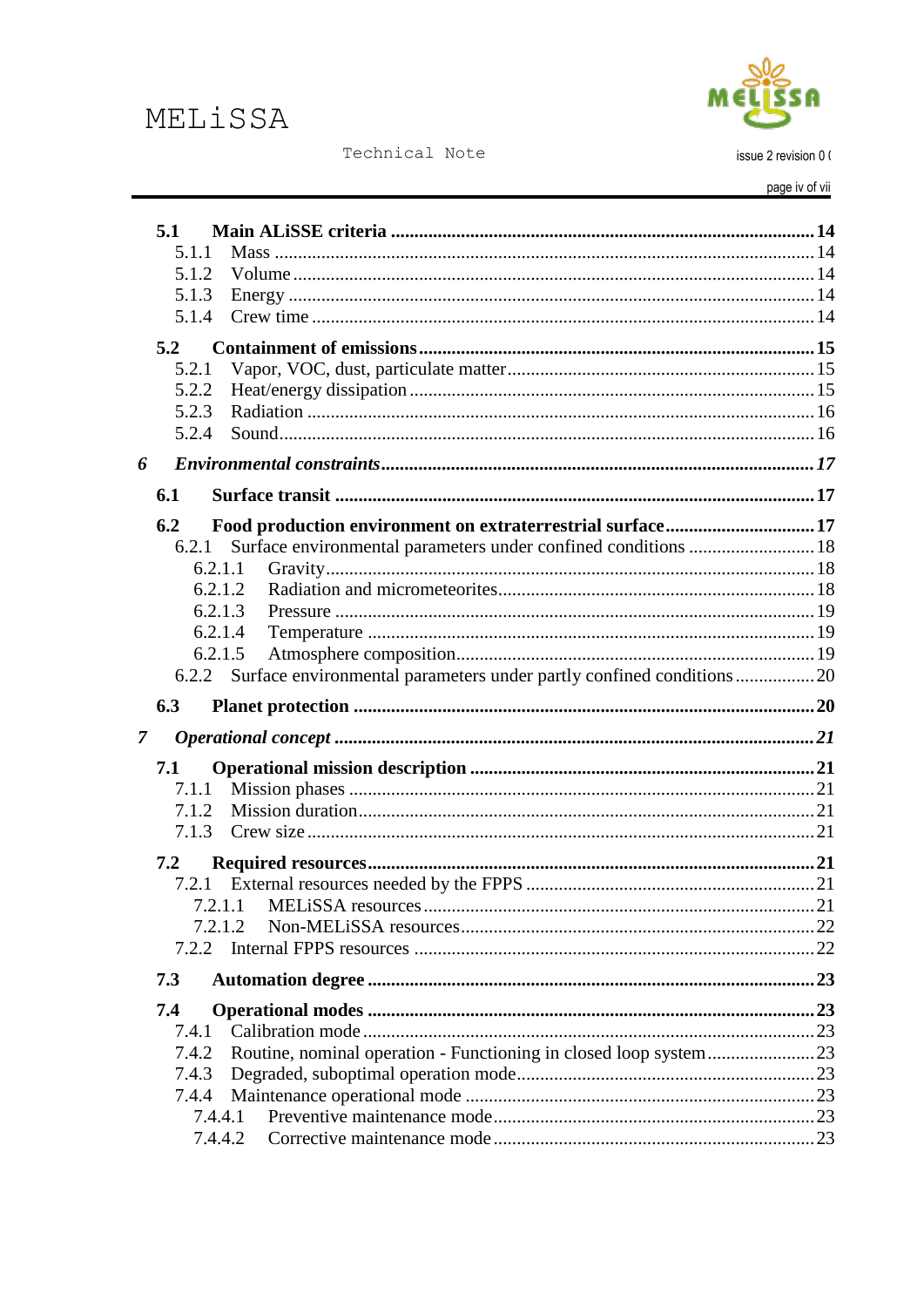**5.1 Main ALiSSE criteria ........................................................................................ 14**

5.1.1 Mass ........................................................................................................ 14

5.1.2 Volume ..................................................................................................... 14

5.1.3 Energy ..................................................................................................... 14

5.1.4 Crew time ................................................................................................ 14

**5.2 Containment of emissions ................................................................................... 15**

5.2.1 Vapor, VOC, dust, particulate matter ...................................................... 15

5.2.2 Heat/energy dissipation ........................................................................... 15

5.2.3 Radiation ................................................................................................. 16

5.2.4 Sound ....................................................................................................... 16

***6 Environmental constraints ............................................................................... 17***

**6.1 Surface transit .................................................................................................... 17**

**6.2 Food production environment on extraterrestrial surface .............................. 17**

6.2.1 Surface environmental parameters under confined conditions ............... 18

6.2.1.1 Gravity ................................................................................................ 18

6.2.1.2 Radiation and micrometeorites ........................................................... 18

6.2.1.3 Pressure .............................................................................................. 19

6.2.1.4 Temperature ....................................................................................... 19

6.2.1.5 Atmosphere composition .................................................................... 19

6.2.2 Surface environmental parameters under partly confined conditions ..... 20

**6.3 Planet protection ................................................................................................ 20**

***7 Operational concept ......................................................................................... 21***

**7.1 Operational mission description ........................................................................ 21**

7.1.1 Mission phases ........................................................................................ 21

7.1.2 Mission duration ...................................................................................... 21

7.1.3 Crew size ................................................................................................. 21

**7.2 Required resources ............................................................................................. 21**

7.2.1 External resources needed by the FPPS ................................................. 21

7.2.1.1 MELiSSA resources ............................................................................ 21

7.2.1.2 Non-MELiSSA resources .................................................................... 22

7.2.2 Internal FPPS resources .......................................................................... 22

**7.3 Automation degree ............................................................................................. 23**

**7.4 Operational modes .............................................................................................. 23**

7.4.1 Calibration mode ..................................................................................... 23

7.4.2 Routine, nominal operation - Functioning in closed loop system ........... 23

7.4.3 Degraded, suboptimal operation mode .................................................... 23

7.4.4 Maintenance operational mode ............................................................... 23

7.4.4.1 Preventive maintenance mode ............................................................ 23

7.4.4.2 Corrective maintenance mode ............................................................ 23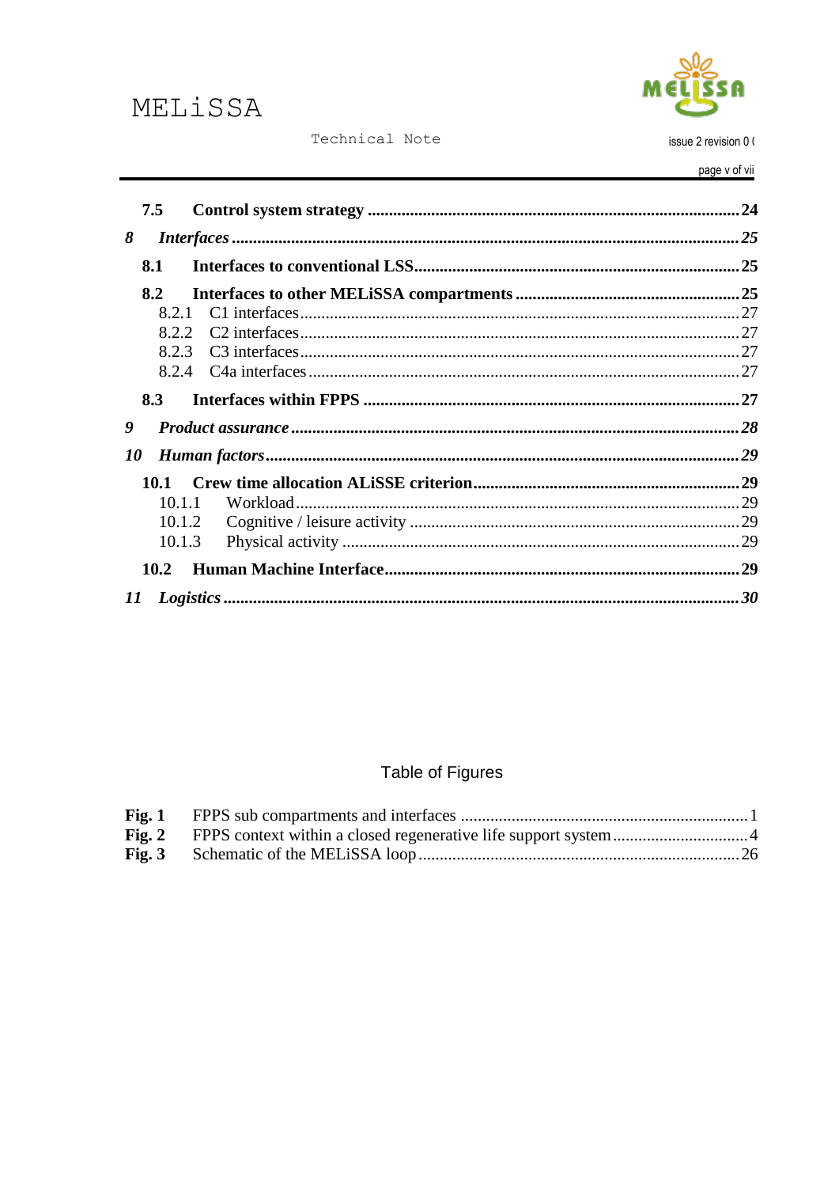7.5 **Control system strategy** ........................................................................................ 24

***8 Interfaces*** ........................................................................................................ ***25***

8.1 **Interfaces to conventional LSS** ................................................................................ 25

8.2 **Interfaces to other MELiSSA compartments** ............................................................ 25

8.2.1 C1 interfaces ............................................................................................................ 27

8.2.2 C2 interfaces ............................................................................................................ 27

8.2.3 C3 interfaces ............................................................................................................ 27

8.2.4 C4a interfaces .......................................................................................................... 27

8.3 **Interfaces within FPPS** ............................................................................................ 27

***9 Product assurance*** ........................................................................................... ***28***

***10 Human factors*** ................................................................................................ ***29***

10.1 **Crew time allocation ALiSSE criterion** .................................................................. 29

10.1.1 Workload ................................................................................................................ 29

10.1.2 Cognitive / leisure activity ..................................................................................... 29

10.1.3 Physical activity ..................................................................................................... 29

10.2 **Human Machine Interface** ...................................................................................... 29

***11 Logistics*** ......................................................................................................... ***30***

## Table of Figures

**Fig. 1** FPPS sub compartments and interfaces ....................................................................... 1

**Fig. 2** FPPS context within a closed regenerative life support system ................................. 4

**Fig. 3** Schematic of the MELiSSA loop ................................................................................ 26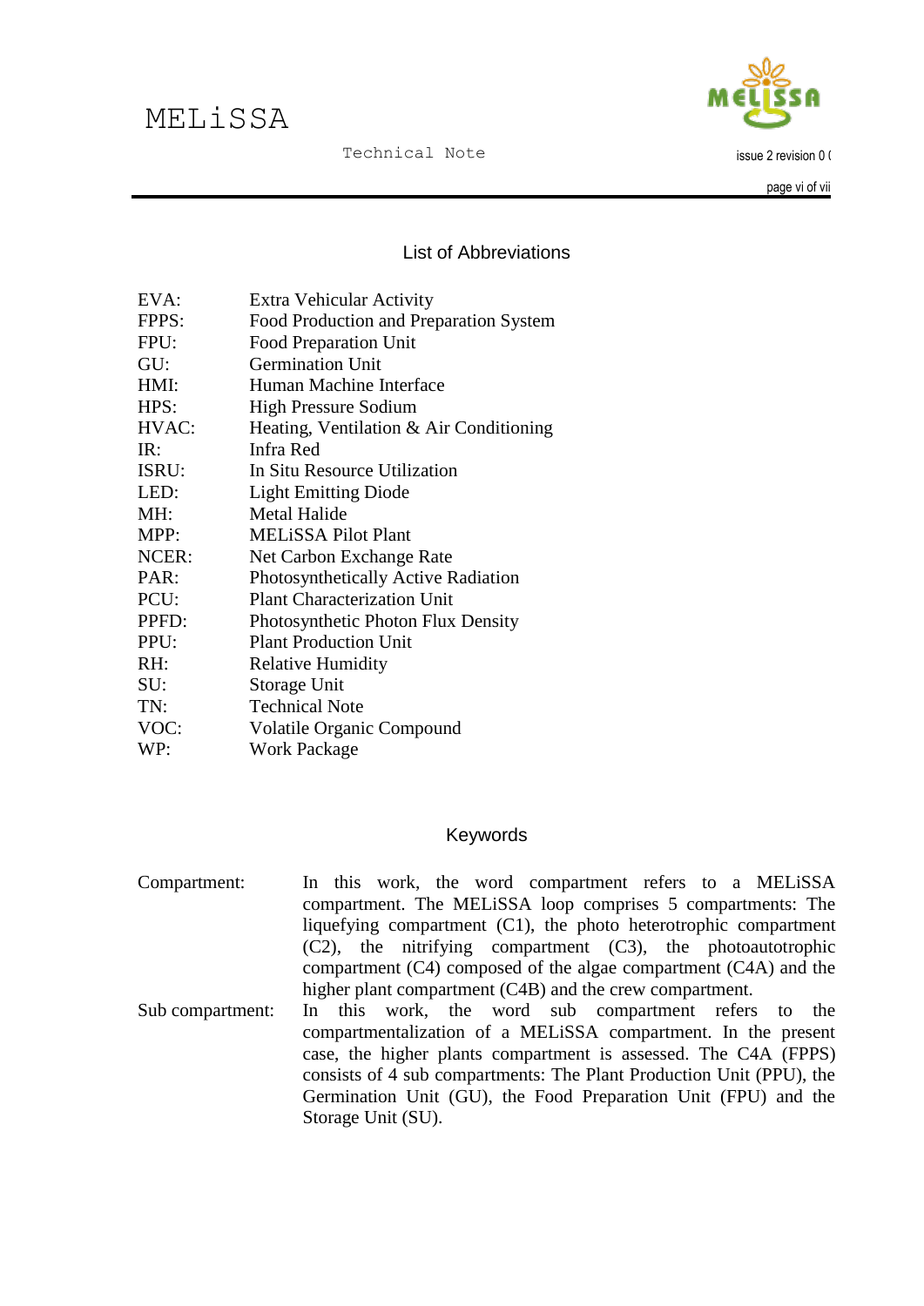## List of Abbreviations

| | |
|---|---|
| EVA: | Extra Vehicular Activity |
| FPPS: | Food Production and Preparation System |
| FPU: | Food Preparation Unit |
| GU: | Germination Unit |
| HMI: | Human Machine Interface |
| HPS: | High Pressure Sodium |
| HVAC: | Heating, Ventilation & Air Conditioning |
| IR: | Infra Red |
| ISRU: | In Situ Resource Utilization |
| LED: | Light Emitting Diode |
| MH: | Metal Halide |
| MPP: | MELiSSA Pilot Plant |
| NCER: | Net Carbon Exchange Rate |
| PAR: | Photosynthetically Active Radiation |
| PCU: | Plant Characterization Unit |
| PPFD: | Photosynthetic Photon Flux Density |
| PPU: | Plant Production Unit |
| RH: | Relative Humidity |
| SU: | Storage Unit |
| TN: | Technical Note |
| VOC: | Volatile Organic Compound |
| WP: | Work Package |

## Keywords

| | |
|---|---|
| Compartment: | In this work, the word compartment refers to a MELiSSA compartment. The MELiSSA loop comprises 5 compartments: The liquefying compartment (C1), the photo heterotrophic compartment (C2), the nitrifying compartment (C3), the photoautotrophic compartment (C4) composed of the algae compartment (C4A) and the higher plant compartment (C4B) and the crew compartment. |
| Sub compartment: | In this work, the word sub compartment refers to the compartmentalization of a MELiSSA compartment. In the present case, the higher plants compartment is assessed. The C4A (FPPS) consists of 4 sub compartments: The Plant Production Unit (PPU), the Germination Unit (GU), the Food Preparation Unit (FPU) and the Storage Unit (SU). |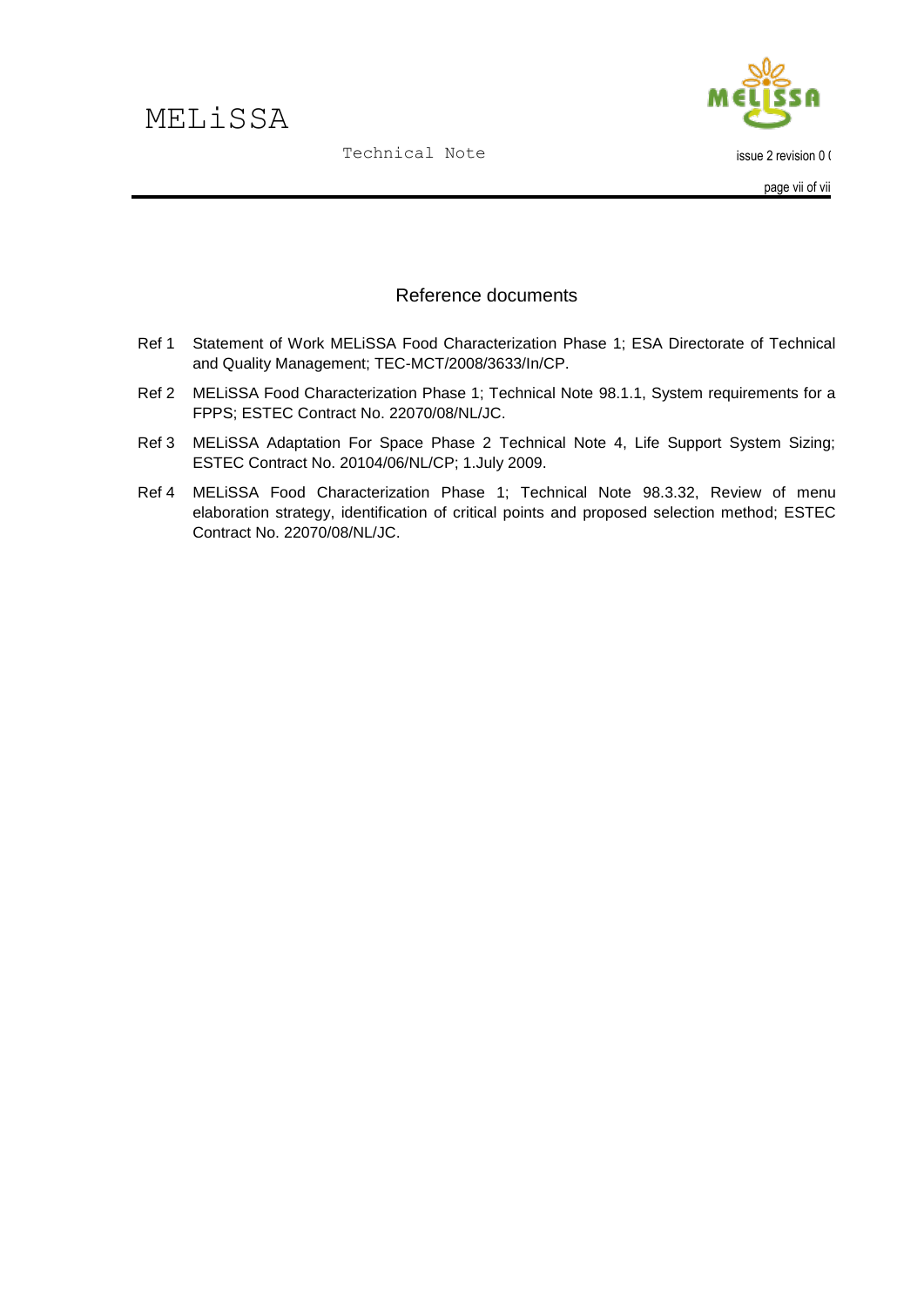# Reference documents

Ref 1 Statement of Work MELiSSA Food Characterization Phase 1; ESA Directorate of Technical and Quality Management; TEC-MCT/2008/3633/In/CP.

Ref 2 MELiSSA Food Characterization Phase 1; Technical Note 98.1.1, System requirements for a FPPS; ESTEC Contract No. 22070/08/NL/JC.

Ref 3 MELiSSA Adaptation For Space Phase 2 Technical Note 4, Life Support System Sizing; ESTEC Contract No. 20104/06/NL/CP; 1.July 2009.

Ref 4 MELiSSA Food Characterization Phase 1; Technical Note 98.3.32, Review of menu elaboration strategy, identification of critical points and proposed selection method; ESTEC Contract No. 22070/08/NL/JC.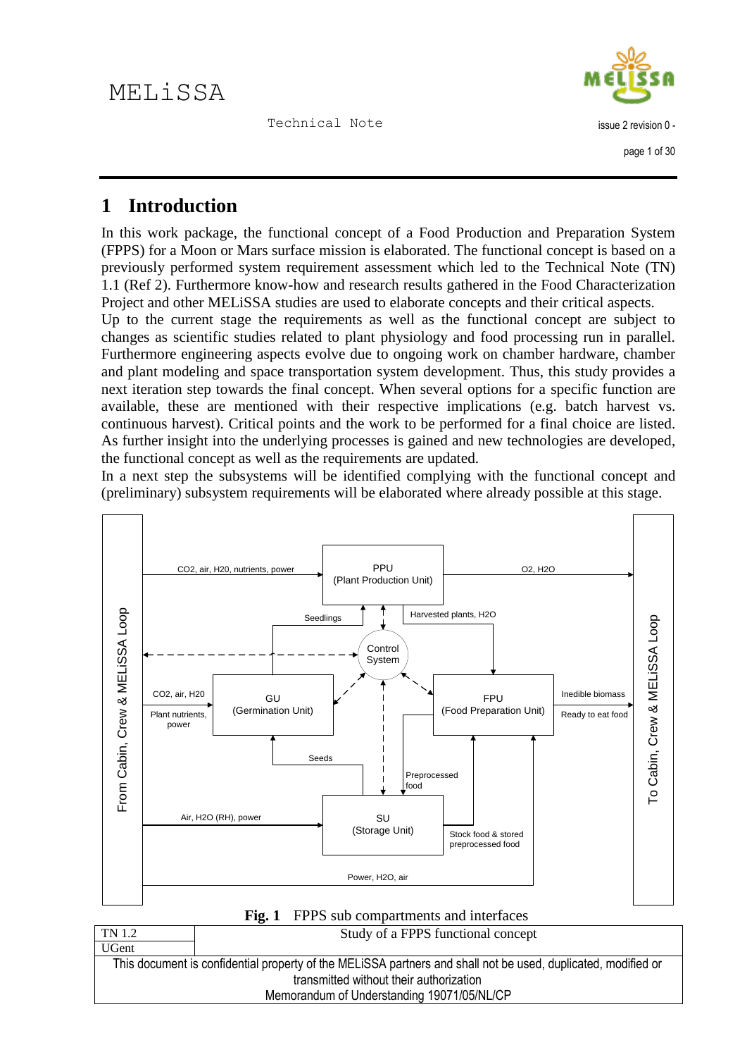# 1 Introduction

In this work package, the functional concept of a Food Production and Preparation System (FPPS) for a Moon or Mars surface mission is elaborated. The functional concept is based on a previously performed system requirement assessment which led to the Technical Note (TN) 1.1 (Ref 2). Furthermore know-how and research results gathered in the Food Characterization Project and other MELiSSA studies are used to elaborate concepts and their critical aspects.
Up to the current stage the requirements as well as the functional concept are subject to changes as scientific studies related to plant physiology and food processing run in parallel. Furthermore engineering aspects evolve due to ongoing work on chamber hardware, chamber and plant modeling and space transportation system development. Thus, this study provides a next iteration step towards the final concept. When several options for a specific function are available, these are mentioned with their respective implications (e.g. batch harvest vs. continuous harvest). Critical points and the work to be performed for a final choice are listed. As further insight into the underlying processes is gained and new technologies are developed, the functional concept as well as the requirements are updated.
In a next step the subsystems will be identified complying with the functional concept and (preliminary) subsystem requirements will be elaborated where already possible at this stage.

From Cabin, Crew & MELiSSA Loop
CO2, air, H20, nutrients, power
PPU
(Plant Production Unit)
O2, H2O
Seedlings
Harvested plants, H2O
Control System
CO2, air, H20
Plant nutrients, power
GU
(Germination Unit)
FPU
(Food Preparation Unit)
Inedible biomass
Ready to eat food
Seeds
Preprocessed food
Air, H2O (RH), power
SU
(Storage Unit)
Stock food & stored preprocessed food
Power, H2O, air
To Cabin, Crew & MELiSSA Loop

**Fig. 1** FPPS sub compartments and interfaces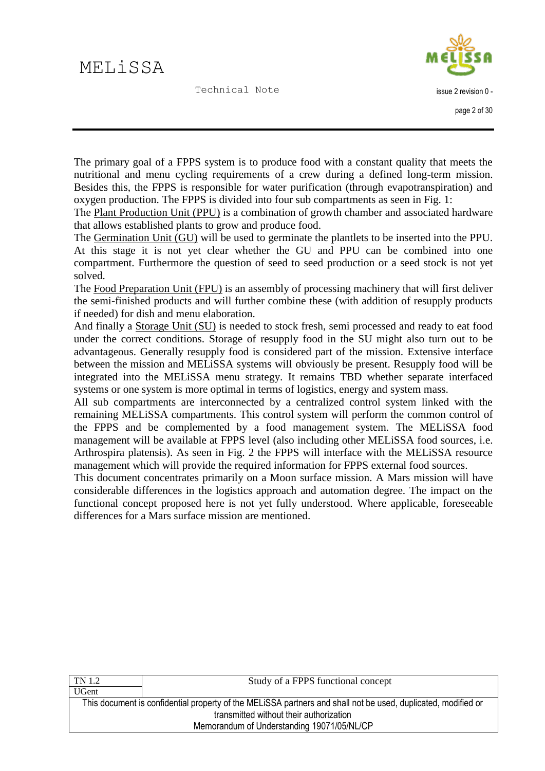The primary goal of a FPPS system is to produce food with a constant quality that meets the nutritional and menu cycling requirements of a crew during a defined long-term mission. Besides this, the FPPS is responsible for water purification (through evapotranspiration) and oxygen production. The FPPS is divided into four sub compartments as seen in Fig. 1:

The Plant Production Unit (PPU) is a combination of growth chamber and associated hardware that allows established plants to grow and produce food.

The Germination Unit (GU) will be used to germinate the plantlets to be inserted into the PPU. At this stage it is not yet clear whether the GU and PPU can be combined into one compartment. Furthermore the question of seed to seed production or a seed stock is not yet solved.

The Food Preparation Unit (FPU) is an assembly of processing machinery that will first deliver the semi-finished products and will further combine these (with addition of resupply products if needed) for dish and menu elaboration.

And finally a Storage Unit (SU) is needed to stock fresh, semi processed and ready to eat food under the correct conditions. Storage of resupply food in the SU might also turn out to be advantageous. Generally resupply food is considered part of the mission. Extensive interface between the mission and MELiSSA systems will obviously be present. Resupply food will be integrated into the MELiSSA menu strategy. It remains TBD whether separate interfaced systems or one system is more optimal in terms of logistics, energy and system mass.

All sub compartments are interconnected by a centralized control system linked with the remaining MELiSSA compartments. This control system will perform the common control of the FPPS and be complemented by a food management system. The MELiSSA food management will be available at FPPS level (also including other MELiSSA food sources, i.e. Arthrospira platensis). As seen in Fig. 2 the FPPS will interface with the MELiSSA resource management which will provide the required information for FPPS external food sources.

This document concentrates primarily on a Moon surface mission. A Mars mission will have considerable differences in the logistics approach and automation degree. The impact on the functional concept proposed here is not yet fully understood. Where applicable, foreseeable differences for a Mars surface mission are mentioned.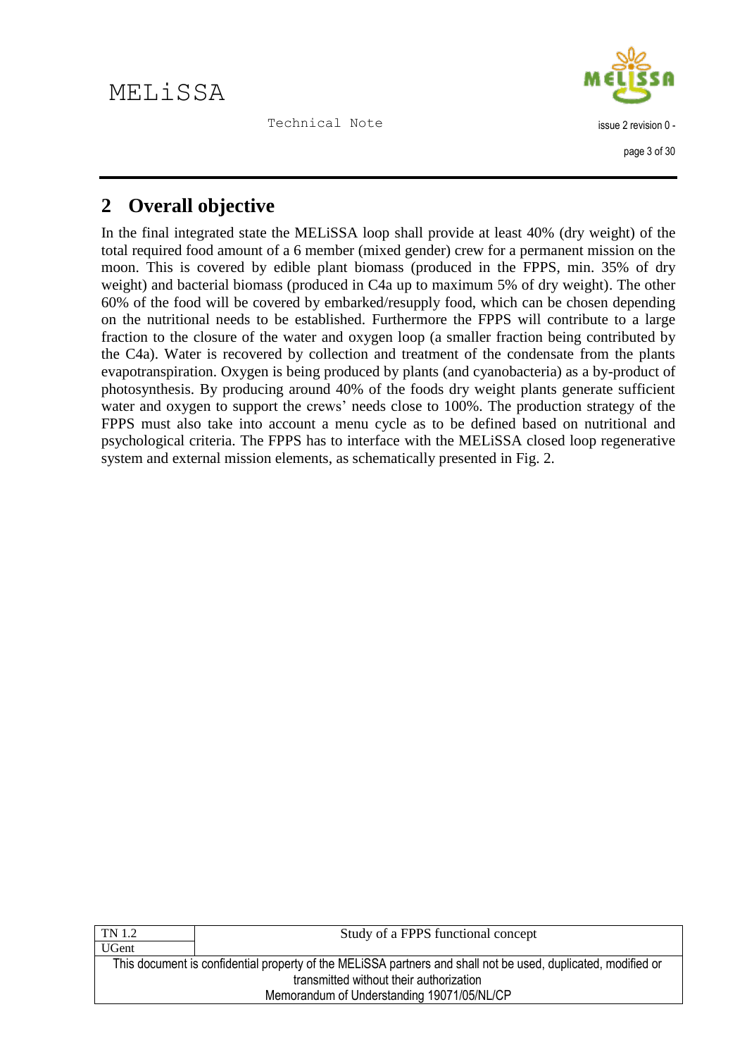## 2 Overall objective

In the final integrated state the MELiSSA loop shall provide at least 40% (dry weight) of the total required food amount of a 6 member (mixed gender) crew for a permanent mission on the moon. This is covered by edible plant biomass (produced in the FPPS, min. 35% of dry weight) and bacterial biomass (produced in C4a up to maximum 5% of dry weight). The other 60% of the food will be covered by embarked/resupply food, which can be chosen depending on the nutritional needs to be established. Furthermore the FPPS will contribute to a large fraction to the closure of the water and oxygen loop (a smaller fraction being contributed by the C4a). Water is recovered by collection and treatment of the condensate from the plants evapotranspiration. Oxygen is being produced by plants (and cyanobacteria) as a by-product of photosynthesis. By producing around 40% of the foods dry weight plants generate sufficient water and oxygen to support the crews' needs close to 100%. The production strategy of the FPPS must also take into account a menu cycle as to be defined based on nutritional and psychological criteria. The FPPS has to interface with the MELiSSA closed loop regenerative system and external mission elements, as schematically presented in Fig. 2.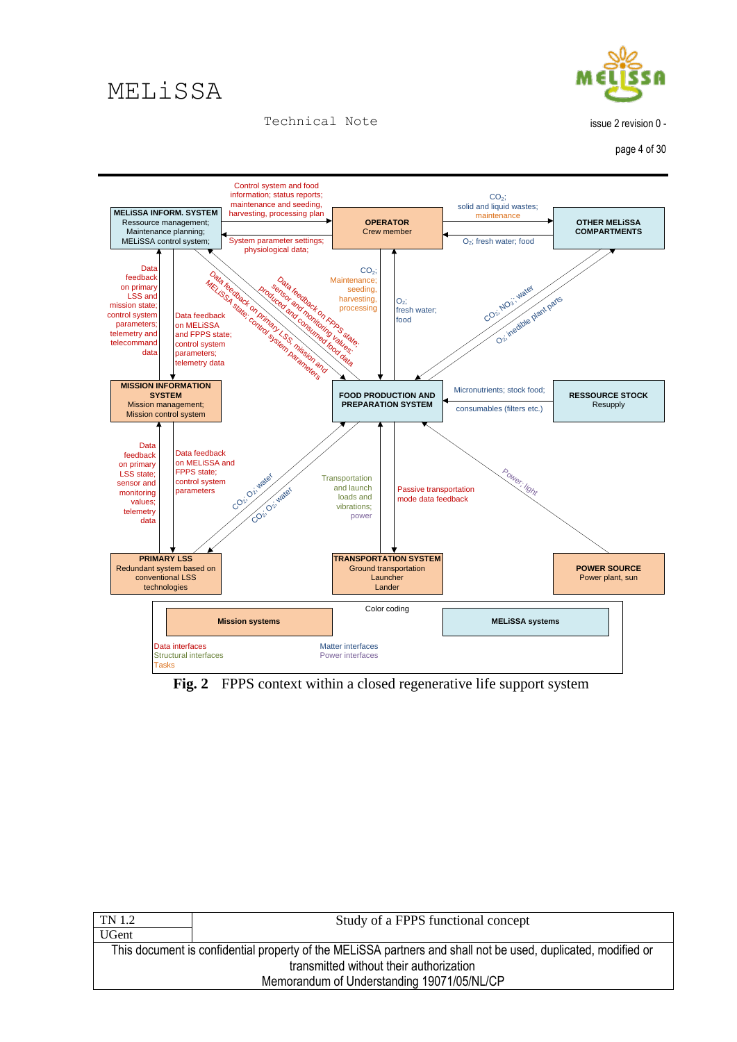MELiSSA INFORM. SYSTEM
Ressource management;
Maintenance planning;
MELiSSA control system;

Control system and food information; status reports; maintenance and seeding, harvesting, processing plan

System parameter settings; physiological data;

OPERATOR
Crew member

$CO_2$; solid and liquid wastes; maintenance

$O_2$; fresh water; food

OTHER MELiSSA COMPARTMENTS

Data feedback on primary LSS and mission state; control system parameters; telemetry and telecommand data

Data feedback on MELiSSA and FPPS state; control system parameters; telemetry data

Data feedback on primary LSS, mission and MELiSSA state; control system parameters

Data feedback on FPPS state; sensor and monitoring values; produced and consumed food data

$CO_2$; Maintenance; seeding, harvesting, processing

$O_2$; fresh water; food

$CO_2$; $NO_3^-$; water

$O_2$; inedible plant parts

MISSION INFORMATION SYSTEM
Mission management;
Mission control system

FOOD PRODUCTION AND PREPARATION SYSTEM

Micronutrients; stock food; consumables (filters etc.)

RESSOURCE STOCK
Resupply

Data feedback on primary LSS state; sensor and monitoring values; telemetry data

Data feedback on MELiSSA and FPPS state; control system parameters

$CO_2$, $O_2$, water

$CO_2$, $O_2$, water

Transportation and launch loads and vibrations; power

Passive transportation mode data feedback

Power; light

PRIMARY LSS
Redundant system based on conventional LSS technologies

TRANSPORTATION SYSTEM
Ground transportation
Launcher
Lander

POWER SOURCE
Power plant, sun

Color coding

Mission systems

MELiSSA systems

Data interfaces
Structural interfaces
Tasks
Matter interfaces
Power interfaces

**Fig. 2** FPPS context within a closed regenerative life support system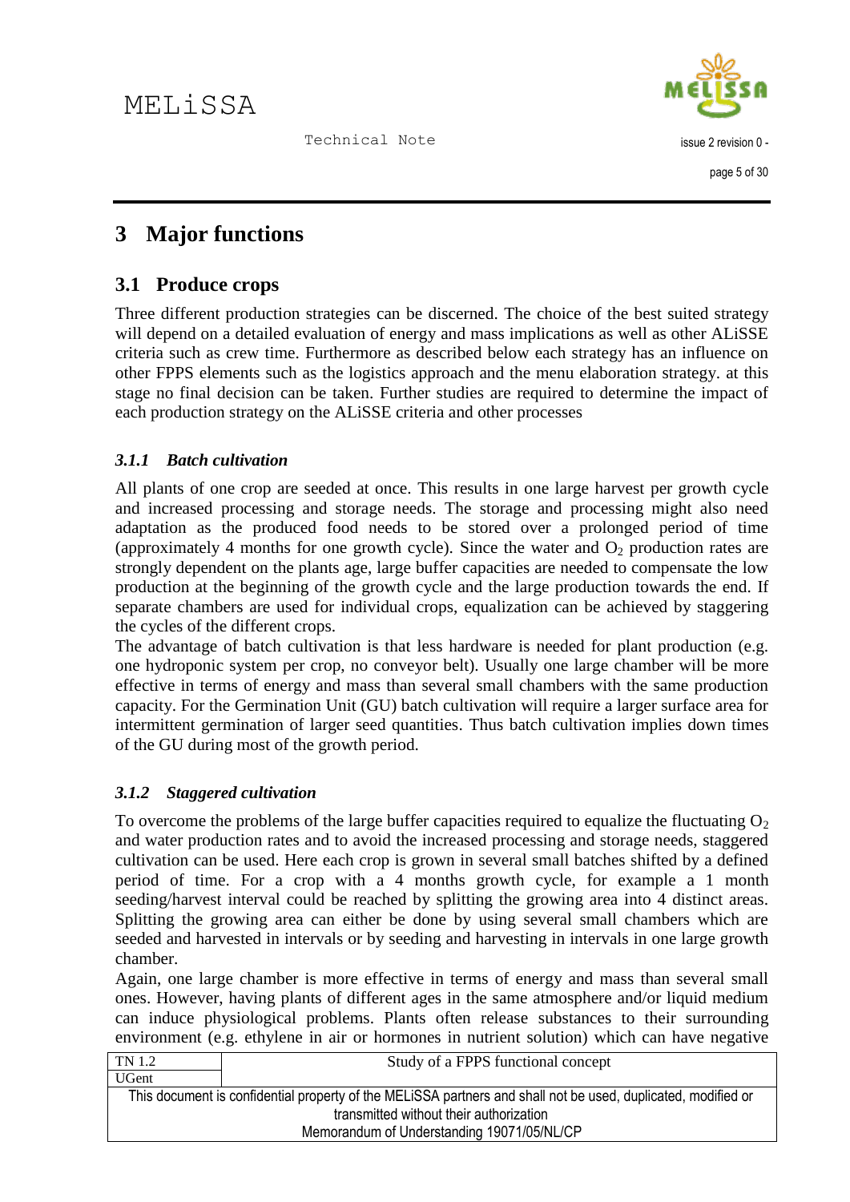# 3 Major functions

## 3.1 Produce crops

Three different production strategies can be discerned. The choice of the best suited strategy will depend on a detailed evaluation of energy and mass implications as well as other ALiSSE criteria such as crew time. Furthermore as described below each strategy has an influence on other FPPS elements such as the logistics approach and the menu elaboration strategy. at this stage no final decision can be taken. Further studies are required to determine the impact of each production strategy on the ALiSSE criteria and other processes

### *3.1.1 Batch cultivation*

All plants of one crop are seeded at once. This results in one large harvest per growth cycle and increased processing and storage needs. The storage and processing might also need adaptation as the produced food needs to be stored over a prolonged period of time (approximately 4 months for one growth cycle). Since the water and $O_2$ production rates are strongly dependent on the plants age, large buffer capacities are needed to compensate the low production at the beginning of the growth cycle and the large production towards the end. If separate chambers are used for individual crops, equalization can be achieved by staggering the cycles of the different crops.

The advantage of batch cultivation is that less hardware is needed for plant production (e.g. one hydroponic system per crop, no conveyor belt). Usually one large chamber will be more effective in terms of energy and mass than several small chambers with the same production capacity. For the Germination Unit (GU) batch cultivation will require a larger surface area for intermittent germination of larger seed quantities. Thus batch cultivation implies down times of the GU during most of the growth period.

### *3.1.2 Staggered cultivation*

To overcome the problems of the large buffer capacities required to equalize the fluctuating $O_2$ and water production rates and to avoid the increased processing and storage needs, staggered cultivation can be used. Here each crop is grown in several small batches shifted by a defined period of time. For a crop with a 4 months growth cycle, for example a 1 month seeding/harvest interval could be reached by splitting the growing area into 4 distinct areas. Splitting the growing area can either be done by using several small chambers which are seeded and harvested in intervals or by seeding and harvesting in intervals in one large growth chamber.

Again, one large chamber is more effective in terms of energy and mass than several small ones. However, having plants of different ages in the same atmosphere and/or liquid medium can induce physiological problems. Plants often release substances to their surrounding environment (e.g. ethylene in air or hormones in nutrient solution) which can have negative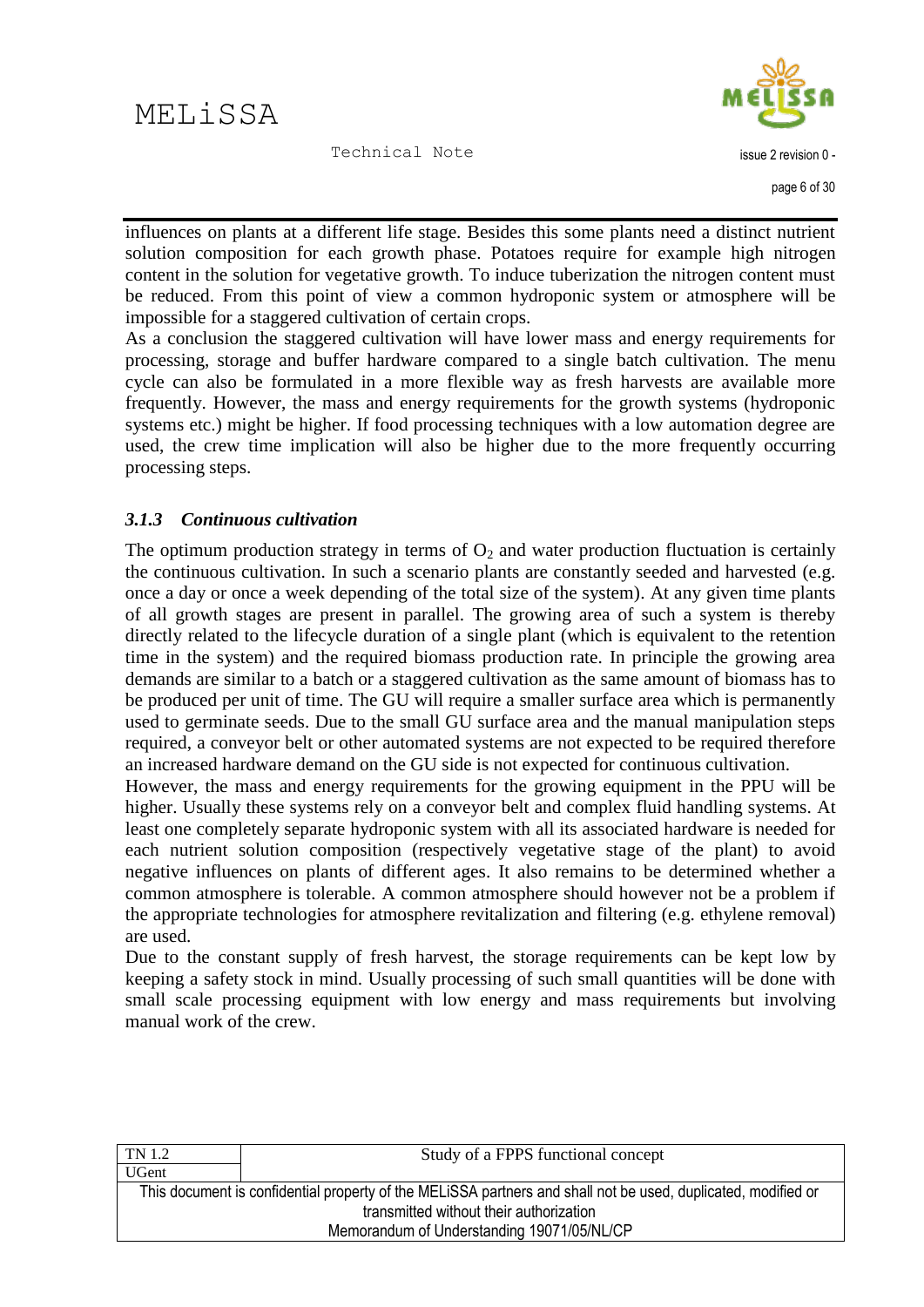influences on plants at a different life stage. Besides this some plants need a distinct nutrient solution composition for each growth phase. Potatoes require for example high nitrogen content in the solution for vegetative growth. To induce tuberization the nitrogen content must be reduced. From this point of view a common hydroponic system or atmosphere will be impossible for a staggered cultivation of certain crops.

As a conclusion the staggered cultivation will have lower mass and energy requirements for processing, storage and buffer hardware compared to a single batch cultivation. The menu cycle can also be formulated in a more flexible way as fresh harvests are available more frequently. However, the mass and energy requirements for the growth systems (hydroponic systems etc.) might be higher. If food processing techniques with a low automation degree are used, the crew time implication will also be higher due to the more frequently occurring processing steps.

### *3.1.3 Continuous cultivation*

The optimum production strategy in terms of $O_2$ and water production fluctuation is certainly the continuous cultivation. In such a scenario plants are constantly seeded and harvested (e.g. once a day or once a week depending of the total size of the system). At any given time plants of all growth stages are present in parallel. The growing area of such a system is thereby directly related to the lifecycle duration of a single plant (which is equivalent to the retention time in the system) and the required biomass production rate. In principle the growing area demands are similar to a batch or a staggered cultivation as the same amount of biomass has to be produced per unit of time. The GU will require a smaller surface area which is permanently used to germinate seeds. Due to the small GU surface area and the manual manipulation steps required, a conveyor belt or other automated systems are not expected to be required therefore an increased hardware demand on the GU side is not expected for continuous cultivation.

However, the mass and energy requirements for the growing equipment in the PPU will be higher. Usually these systems rely on a conveyor belt and complex fluid handling systems. At least one completely separate hydroponic system with all its associated hardware is needed for each nutrient solution composition (respectively vegetative stage of the plant) to avoid negative influences on plants of different ages. It also remains to be determined whether a common atmosphere is tolerable. A common atmosphere should however not be a problem if the appropriate technologies for atmosphere revitalization and filtering (e.g. ethylene removal) are used.

Due to the constant supply of fresh harvest, the storage requirements can be kept low by keeping a safety stock in mind. Usually processing of such small quantities will be done with small scale processing equipment with low energy and mass requirements but involving manual work of the crew.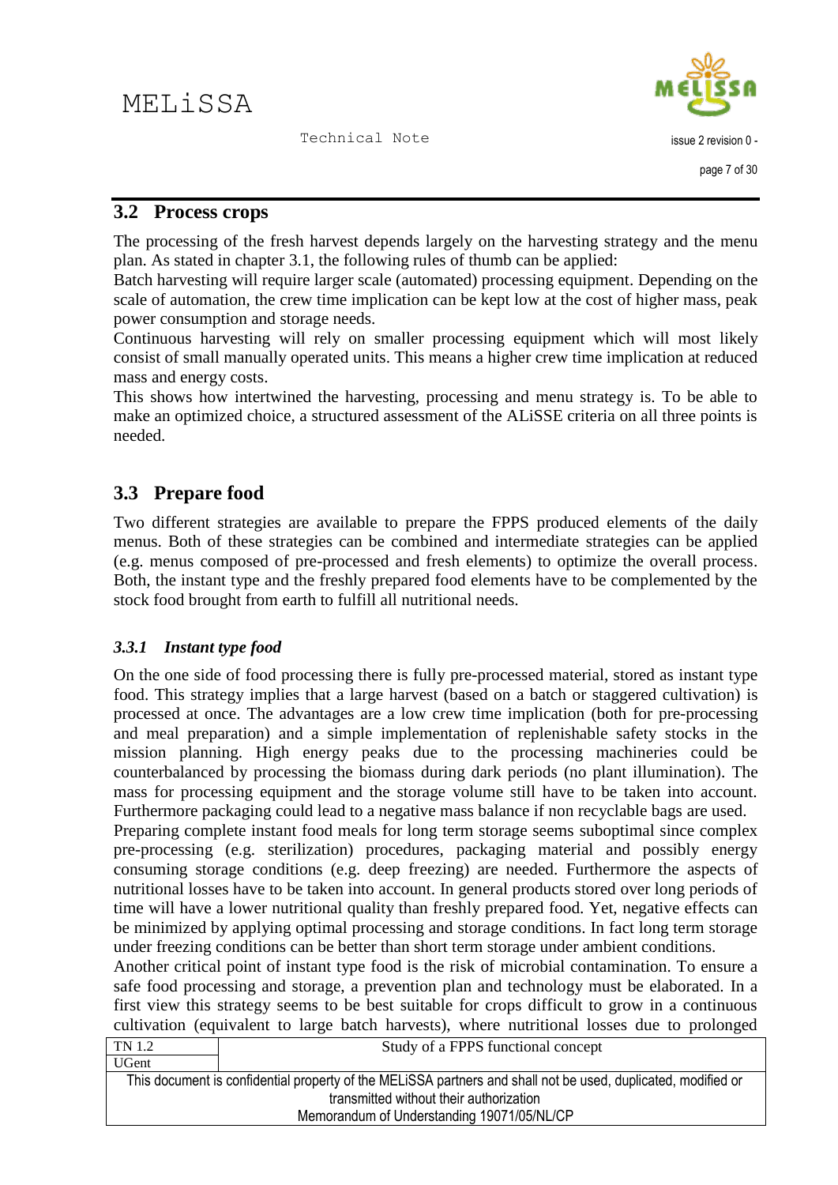## 3.2 Process crops

The processing of the fresh harvest depends largely on the harvesting strategy and the menu plan. As stated in chapter 3.1, the following rules of thumb can be applied:

Batch harvesting will require larger scale (automated) processing equipment. Depending on the scale of automation, the crew time implication can be kept low at the cost of higher mass, peak power consumption and storage needs.

Continuous harvesting will rely on smaller processing equipment which will most likely consist of small manually operated units. This means a higher crew time implication at reduced mass and energy costs.

This shows how intertwined the harvesting, processing and menu strategy is. To be able to make an optimized choice, a structured assessment of the ALiSSE criteria on all three points is needed.

## 3.3 Prepare food

Two different strategies are available to prepare the FPPS produced elements of the daily menus. Both of these strategies can be combined and intermediate strategies can be applied (e.g. menus composed of pre-processed and fresh elements) to optimize the overall process. Both, the instant type and the freshly prepared food elements have to be complemented by the stock food brought from earth to fulfill all nutritional needs.

### *3.3.1 Instant type food*

On the one side of food processing there is fully pre-processed material, stored as instant type food. This strategy implies that a large harvest (based on a batch or staggered cultivation) is processed at once. The advantages are a low crew time implication (both for pre-processing and meal preparation) and a simple implementation of replenishable safety stocks in the mission planning. High energy peaks due to the processing machineries could be counterbalanced by processing the biomass during dark periods (no plant illumination). The mass for processing equipment and the storage volume still have to be taken into account. Furthermore packaging could lead to a negative mass balance if non recyclable bags are used.

Preparing complete instant food meals for long term storage seems suboptimal since complex pre-processing (e.g. sterilization) procedures, packaging material and possibly energy consuming storage conditions (e.g. deep freezing) are needed. Furthermore the aspects of nutritional losses have to be taken into account. In general products stored over long periods of time will have a lower nutritional quality than freshly prepared food. Yet, negative effects can be minimized by applying optimal processing and storage conditions. In fact long term storage under freezing conditions can be better than short term storage under ambient conditions.

Another critical point of instant type food is the risk of microbial contamination. To ensure a safe food processing and storage, a prevention plan and technology must be elaborated. In a first view this strategy seems to be best suitable for crops difficult to grow in a continuous cultivation (equivalent to large batch harvests), where nutritional losses due to prolonged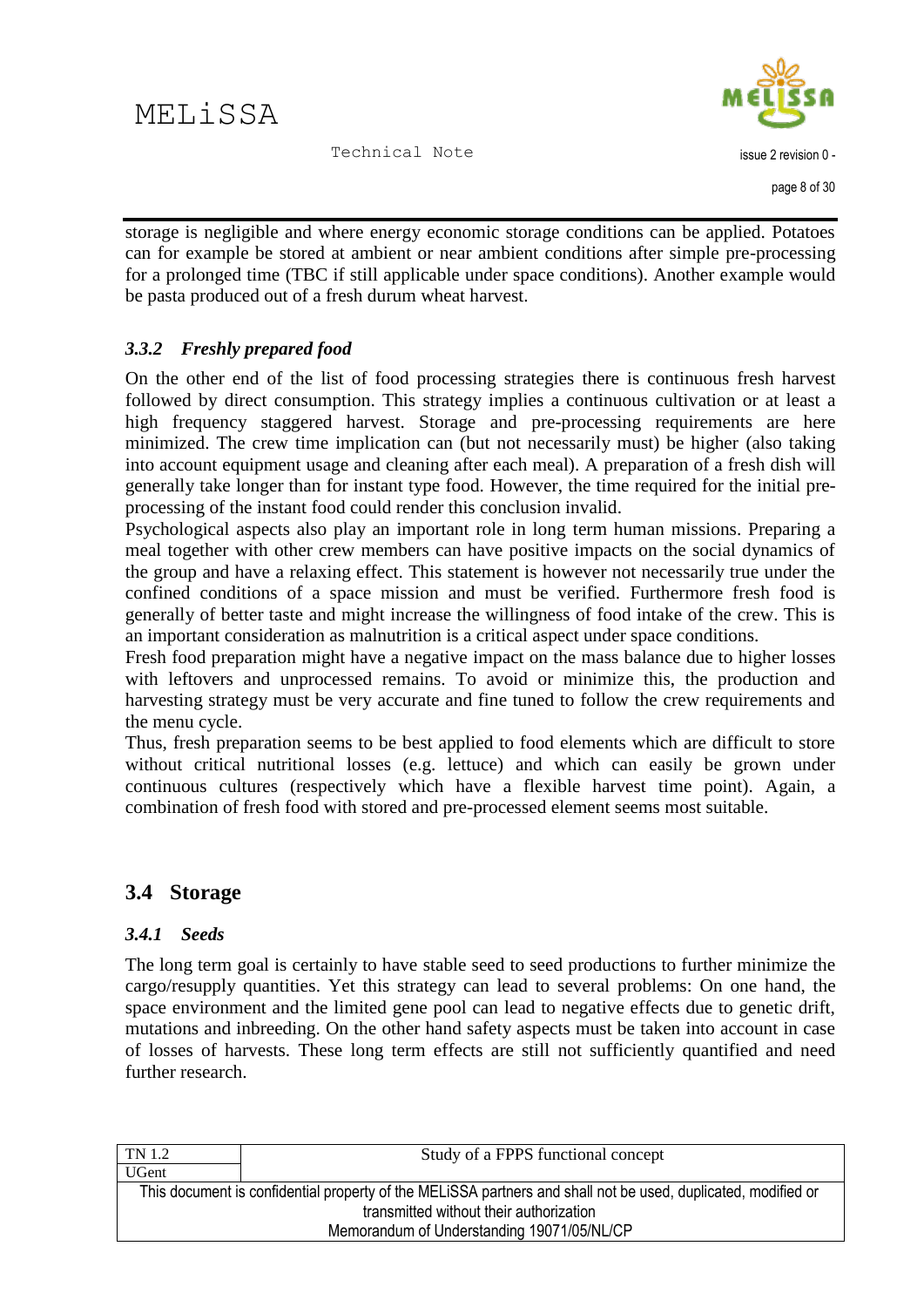storage is negligible and where energy economic storage conditions can be applied. Potatoes can for example be stored at ambient or near ambient conditions after simple pre-processing for a prolonged time (TBC if still applicable under space conditions). Another example would be pasta produced out of a fresh durum wheat harvest.

### *3.3.2 Freshly prepared food*

On the other end of the list of food processing strategies there is continuous fresh harvest followed by direct consumption. This strategy implies a continuous cultivation or at least a high frequency staggered harvest. Storage and pre-processing requirements are here minimized. The crew time implication can (but not necessarily must) be higher (also taking into account equipment usage and cleaning after each meal). A preparation of a fresh dish will generally take longer than for instant type food. However, the time required for the initial pre-processing of the instant food could render this conclusion invalid.

Psychological aspects also play an important role in long term human missions. Preparing a meal together with other crew members can have positive impacts on the social dynamics of the group and have a relaxing effect. This statement is however not necessarily true under the confined conditions of a space mission and must be verified. Furthermore fresh food is generally of better taste and might increase the willingness of food intake of the crew. This is an important consideration as malnutrition is a critical aspect under space conditions.

Fresh food preparation might have a negative impact on the mass balance due to higher losses with leftovers and unprocessed remains. To avoid or minimize this, the production and harvesting strategy must be very accurate and fine tuned to follow the crew requirements and the menu cycle.

Thus, fresh preparation seems to be best applied to food elements which are difficult to store without critical nutritional losses (e.g. lettuce) and which can easily be grown under continuous cultures (respectively which have a flexible harvest time point). Again, a combination of fresh food with stored and pre-processed element seems most suitable.

## 3.4 Storage

### *3.4.1 Seeds*

The long term goal is certainly to have stable seed to seed productions to further minimize the cargo/resupply quantities. Yet this strategy can lead to several problems: On one hand, the space environment and the limited gene pool can lead to negative effects due to genetic drift, mutations and inbreeding. On the other hand safety aspects must be taken into account in case of losses of harvests. These long term effects are still not sufficiently quantified and need further research.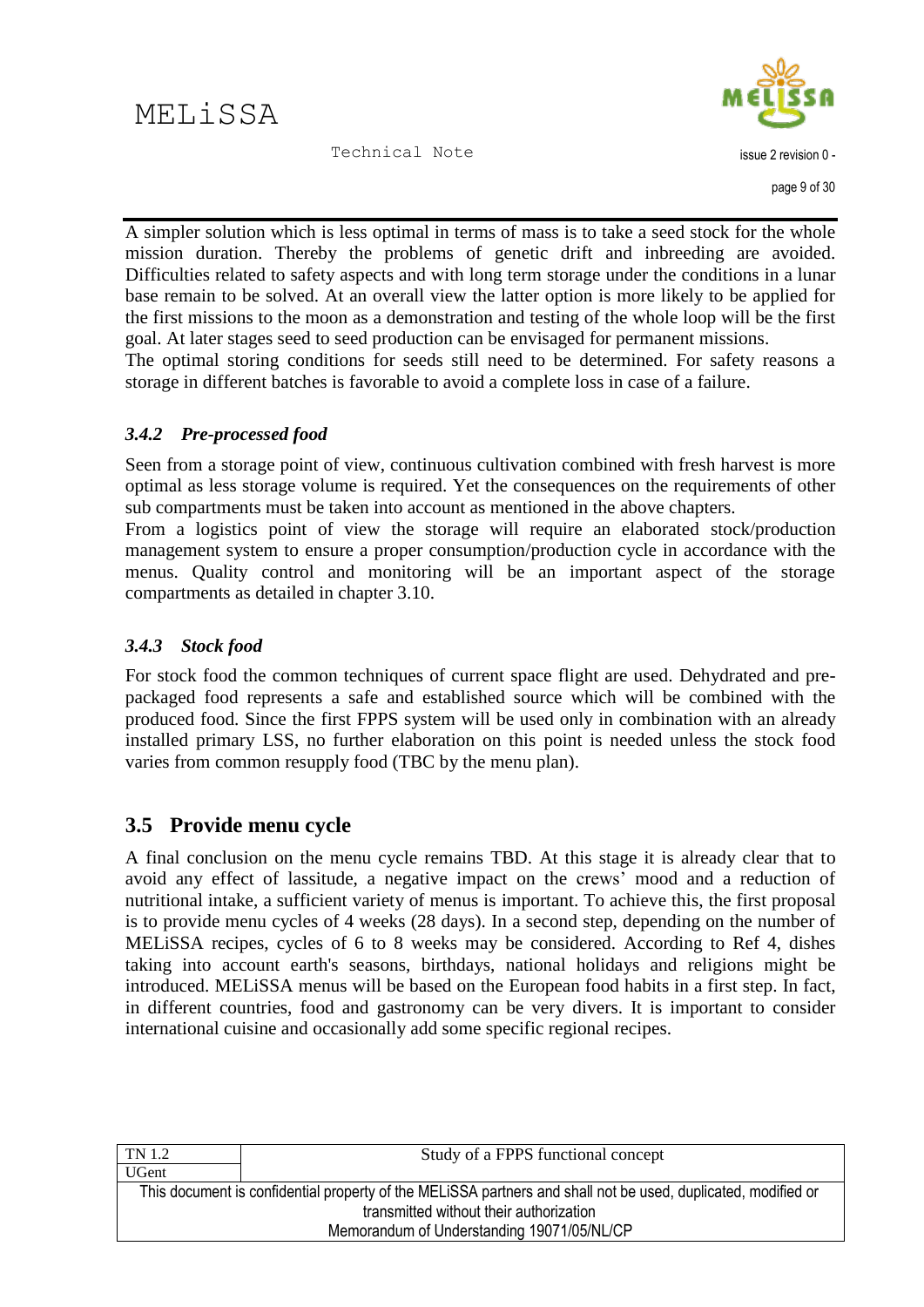A simpler solution which is less optimal in terms of mass is to take a seed stock for the whole mission duration. Thereby the problems of genetic drift and inbreeding are avoided. Difficulties related to safety aspects and with long term storage under the conditions in a lunar base remain to be solved. At an overall view the latter option is more likely to be applied for the first missions to the moon as a demonstration and testing of the whole loop will be the first goal. At later stages seed to seed production can be envisaged for permanent missions.
The optimal storing conditions for seeds still need to be determined. For safety reasons a storage in different batches is favorable to avoid a complete loss in case of a failure.

### 3.4.2 *Pre-processed food*

Seen from a storage point of view, continuous cultivation combined with fresh harvest is more optimal as less storage volume is required. Yet the consequences on the requirements of other sub compartments must be taken into account as mentioned in the above chapters.
From a logistics point of view the storage will require an elaborated stock/production management system to ensure a proper consumption/production cycle in accordance with the menus. Quality control and monitoring will be an important aspect of the storage compartments as detailed in chapter 3.10.

### 3.4.3 *Stock food*

For stock food the common techniques of current space flight are used. Dehydrated and pre-packaged food represents a safe and established source which will be combined with the produced food. Since the first FPPS system will be used only in combination with an already installed primary LSS, no further elaboration on this point is needed unless the stock food varies from common resupply food (TBC by the menu plan).

## 3.5 Provide menu cycle

A final conclusion on the menu cycle remains TBD. At this stage it is already clear that to avoid any effect of lassitude, a negative impact on the crews' mood and a reduction of nutritional intake, a sufficient variety of menus is important. To achieve this, the first proposal is to provide menu cycles of 4 weeks (28 days). In a second step, depending on the number of MELiSSA recipes, cycles of 6 to 8 weeks may be considered. According to Ref 4, dishes taking into account earth's seasons, birthdays, national holidays and religions might be introduced. MELiSSA menus will be based on the European food habits in a first step. In fact, in different countries, food and gastronomy can be very divers. It is important to consider international cuisine and occasionally add some specific regional recipes.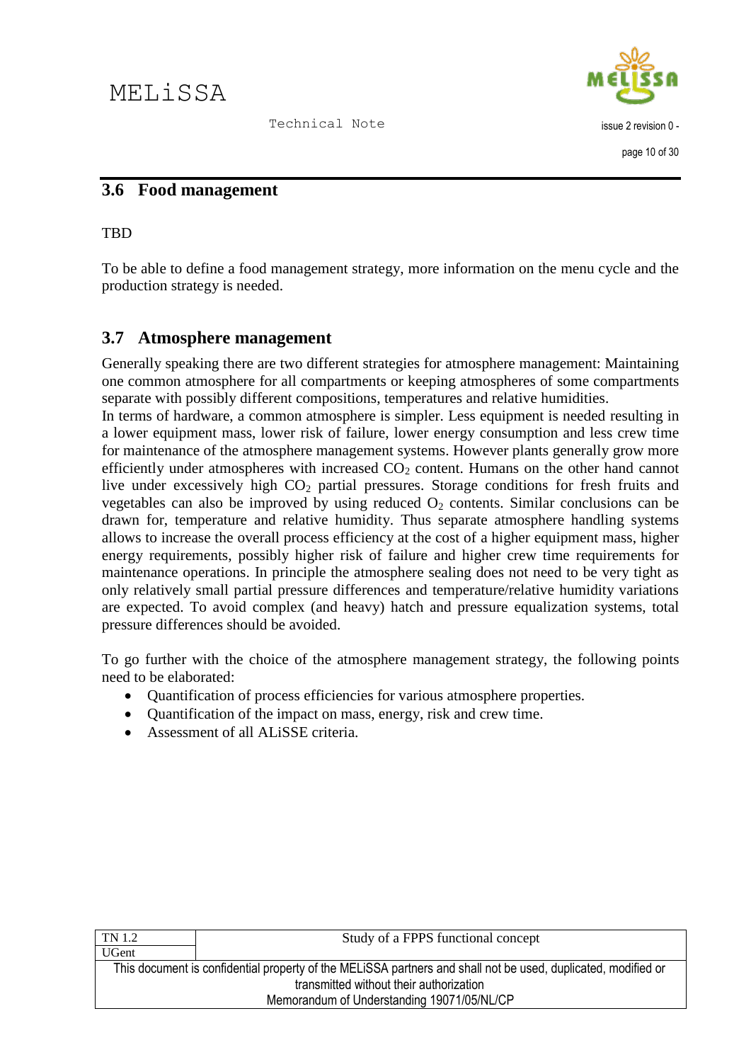## 3.6 Food management

TBD

To be able to define a food management strategy, more information on the menu cycle and the production strategy is needed.

## 3.7 Atmosphere management

Generally speaking there are two different strategies for atmosphere management: Maintaining one common atmosphere for all compartments or keeping atmospheres of some compartments separate with possibly different compositions, temperatures and relative humidities.
In terms of hardware, a common atmosphere is simpler. Less equipment is needed resulting in a lower equipment mass, lower risk of failure, lower energy consumption and less crew time for maintenance of the atmosphere management systems. However plants generally grow more efficiently under atmospheres with increased $CO_2$ content. Humans on the other hand cannot live under excessively high $CO_2$ partial pressures. Storage conditions for fresh fruits and vegetables can also be improved by using reduced $O_2$ contents. Similar conclusions can be drawn for, temperature and relative humidity. Thus separate atmosphere handling systems allows to increase the overall process efficiency at the cost of a higher equipment mass, higher energy requirements, possibly higher risk of failure and higher crew time requirements for maintenance operations. In principle the atmosphere sealing does not need to be very tight as only relatively small partial pressure differences and temperature/relative humidity variations are expected. To avoid complex (and heavy) hatch and pressure equalization systems, total pressure differences should be avoided.

To go further with the choice of the atmosphere management strategy, the following points need to be elaborated:

- Quantification of process efficiencies for various atmosphere properties.
- Quantification of the impact on mass, energy, risk and crew time.
- Assessment of all ALiSSE criteria.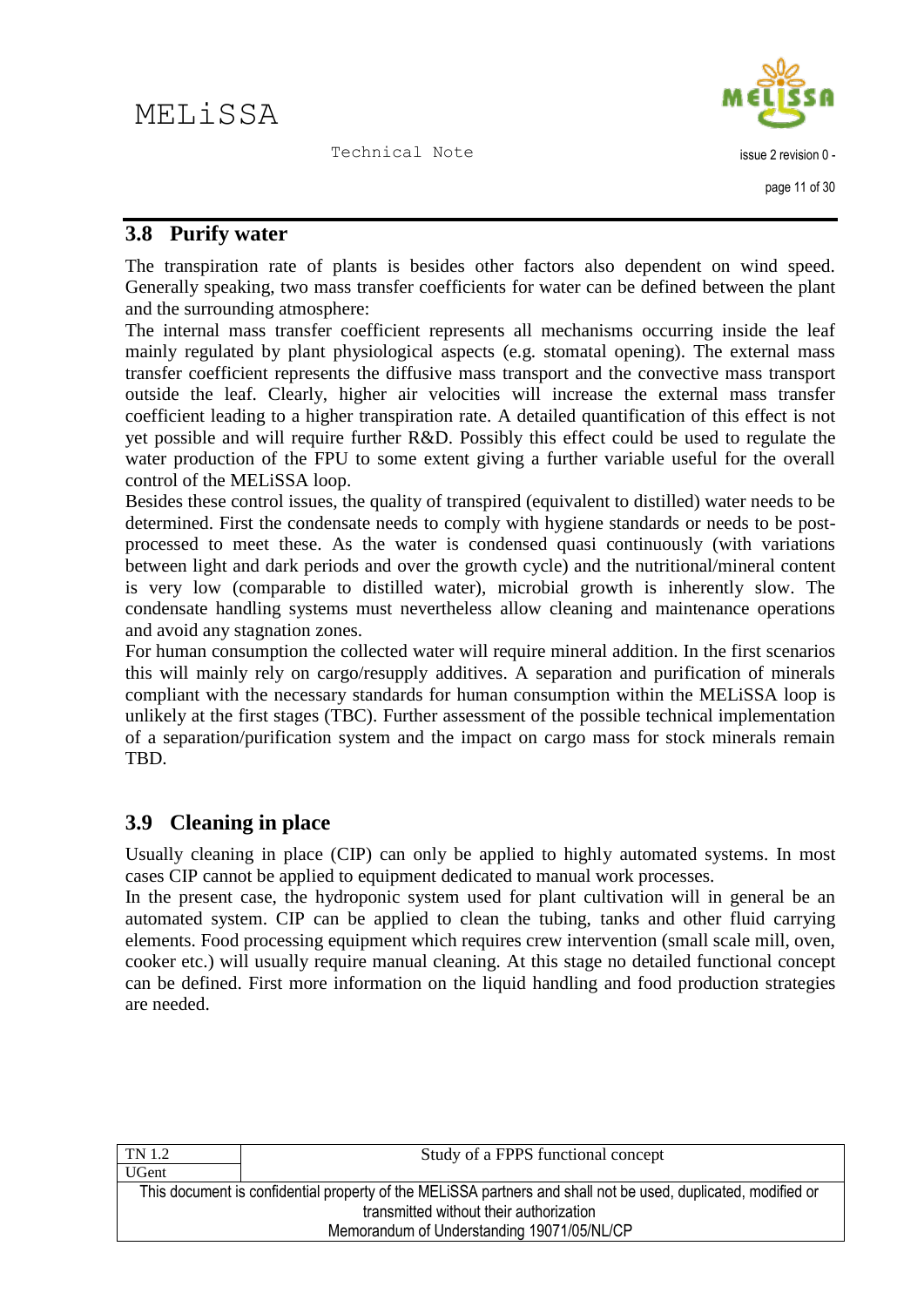## 3.8 Purify water

The transpiration rate of plants is besides other factors also dependent on wind speed. Generally speaking, two mass transfer coefficients for water can be defined between the plant and the surrounding atmosphere:

The internal mass transfer coefficient represents all mechanisms occurring inside the leaf mainly regulated by plant physiological aspects (e.g. stomatal opening). The external mass transfer coefficient represents the diffusive mass transport and the convective mass transport outside the leaf. Clearly, higher air velocities will increase the external mass transfer coefficient leading to a higher transpiration rate. A detailed quantification of this effect is not yet possible and will require further R&D. Possibly this effect could be used to regulate the water production of the FPU to some extent giving a further variable useful for the overall control of the MELiSSA loop.

Besides these control issues, the quality of transpired (equivalent to distilled) water needs to be determined. First the condensate needs to comply with hygiene standards or needs to be post-processed to meet these. As the water is condensed quasi continuously (with variations between light and dark periods and over the growth cycle) and the nutritional/mineral content is very low (comparable to distilled water), microbial growth is inherently slow. The condensate handling systems must nevertheless allow cleaning and maintenance operations and avoid any stagnation zones.

For human consumption the collected water will require mineral addition. In the first scenarios this will mainly rely on cargo/resupply additives. A separation and purification of minerals compliant with the necessary standards for human consumption within the MELiSSA loop is unlikely at the first stages (TBC). Further assessment of the possible technical implementation of a separation/purification system and the impact on cargo mass for stock minerals remain TBD.

## 3.9 Cleaning in place

Usually cleaning in place (CIP) can only be applied to highly automated systems. In most cases CIP cannot be applied to equipment dedicated to manual work processes.

In the present case, the hydroponic system used for plant cultivation will in general be an automated system. CIP can be applied to clean the tubing, tanks and other fluid carrying elements. Food processing equipment which requires crew intervention (small scale mill, oven, cooker etc.) will usually require manual cleaning. At this stage no detailed functional concept can be defined. First more information on the liquid handling and food production strategies are needed.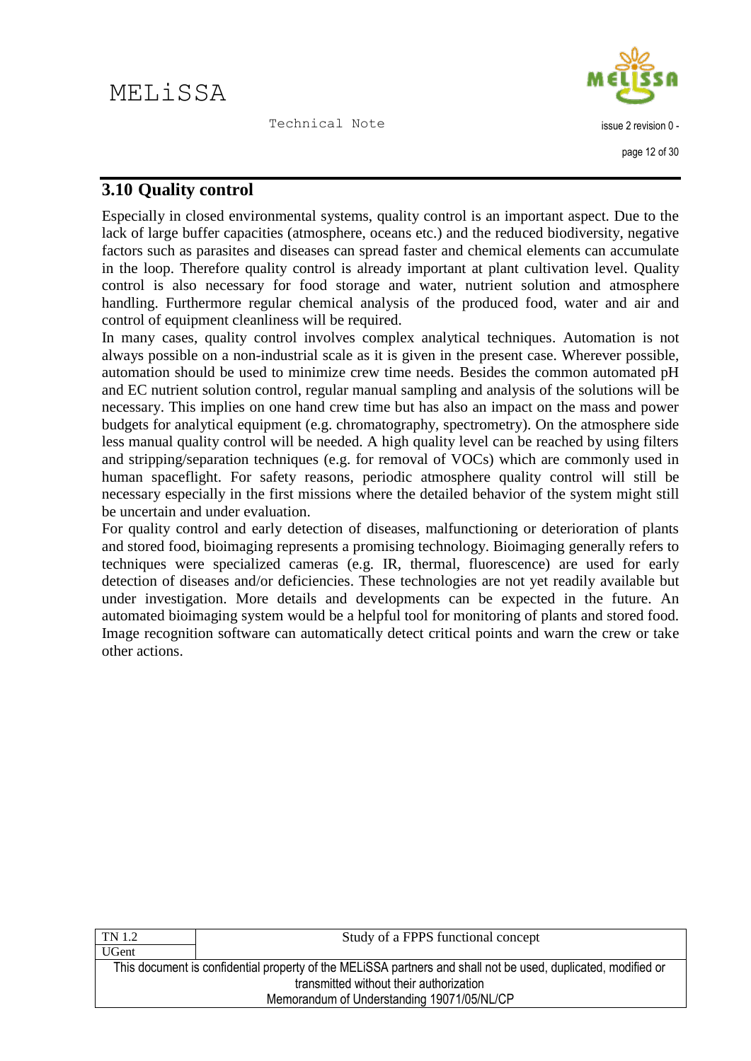## 3.10 Quality control

Especially in closed environmental systems, quality control is an important aspect. Due to the lack of large buffer capacities (atmosphere, oceans etc.) and the reduced biodiversity, negative factors such as parasites and diseases can spread faster and chemical elements can accumulate in the loop. Therefore quality control is already important at plant cultivation level. Quality control is also necessary for food storage and water, nutrient solution and atmosphere handling. Furthermore regular chemical analysis of the produced food, water and air and control of equipment cleanliness will be required.

In many cases, quality control involves complex analytical techniques. Automation is not always possible on a non-industrial scale as it is given in the present case. Wherever possible, automation should be used to minimize crew time needs. Besides the common automated pH and EC nutrient solution control, regular manual sampling and analysis of the solutions will be necessary. This implies on one hand crew time but has also an impact on the mass and power budgets for analytical equipment (e.g. chromatography, spectrometry). On the atmosphere side less manual quality control will be needed. A high quality level can be reached by using filters and stripping/separation techniques (e.g. for removal of VOCs) which are commonly used in human spaceflight. For safety reasons, periodic atmosphere quality control will still be necessary especially in the first missions where the detailed behavior of the system might still be uncertain and under evaluation.

For quality control and early detection of diseases, malfunctioning or deterioration of plants and stored food, bioimaging represents a promising technology. Bioimaging generally refers to techniques were specialized cameras (e.g. IR, thermal, fluorescence) are used for early detection of diseases and/or deficiencies. These technologies are not yet readily available but under investigation. More details and developments can be expected in the future. An automated bioimaging system would be a helpful tool for monitoring of plants and stored food. Image recognition software can automatically detect critical points and warn the crew or take other actions.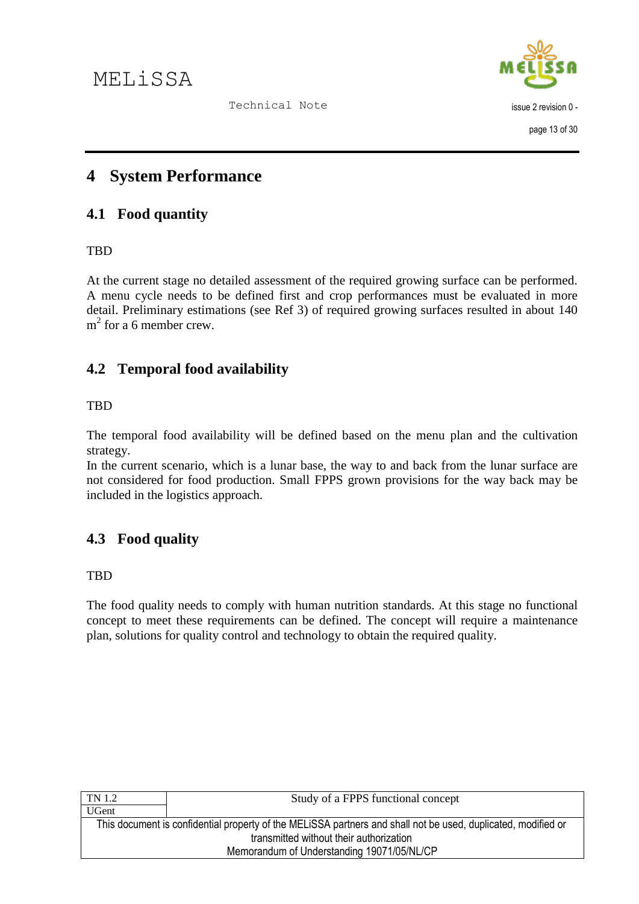# 4 System Performance

## 4.1 Food quantity

TBD

At the current stage no detailed assessment of the required growing surface can be performed. A menu cycle needs to be defined first and crop performances must be evaluated in more detail. Preliminary estimations (see Ref 3) of required growing surfaces resulted in about 140 $m^2$ for a 6 member crew.

## 4.2 Temporal food availability

TBD

The temporal food availability will be defined based on the menu plan and the cultivation strategy.
In the current scenario, which is a lunar base, the way to and back from the lunar surface are not considered for food production. Small FPPS grown provisions for the way back may be included in the logistics approach.

## 4.3 Food quality

TBD

The food quality needs to comply with human nutrition standards. At this stage no functional concept to meet these requirements can be defined. The concept will require a maintenance plan, solutions for quality control and technology to obtain the required quality.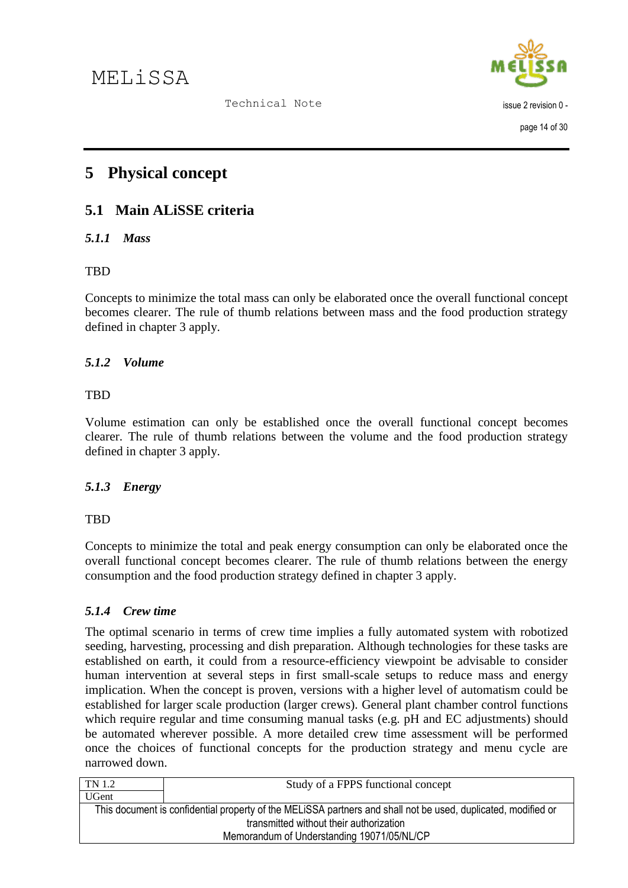# 5 Physical concept

## 5.1 Main ALiSSE criteria

### *5.1.1 Mass*

TBD

Concepts to minimize the total mass can only be elaborated once the overall functional concept becomes clearer. The rule of thumb relations between mass and the food production strategy defined in chapter 3 apply.

### *5.1.2 Volume*

TBD

Volume estimation can only be established once the overall functional concept becomes clearer. The rule of thumb relations between the volume and the food production strategy defined in chapter 3 apply.

### *5.1.3 Energy*

TBD

Concepts to minimize the total and peak energy consumption can only be elaborated once the overall functional concept becomes clearer. The rule of thumb relations between the energy consumption and the food production strategy defined in chapter 3 apply.

### *5.1.4 Crew time*

The optimal scenario in terms of crew time implies a fully automated system with robotized seeding, harvesting, processing and dish preparation. Although technologies for these tasks are established on earth, it could from a resource-efficiency viewpoint be advisable to consider human intervention at several steps in first small-scale setups to reduce mass and energy implication. When the concept is proven, versions with a higher level of automatism could be established for larger scale production (larger crews). General plant chamber control functions which require regular and time consuming manual tasks (e.g. pH and EC adjustments) should be automated wherever possible. A more detailed crew time assessment will be performed once the choices of functional concepts for the production strategy and menu cycle are narrowed down.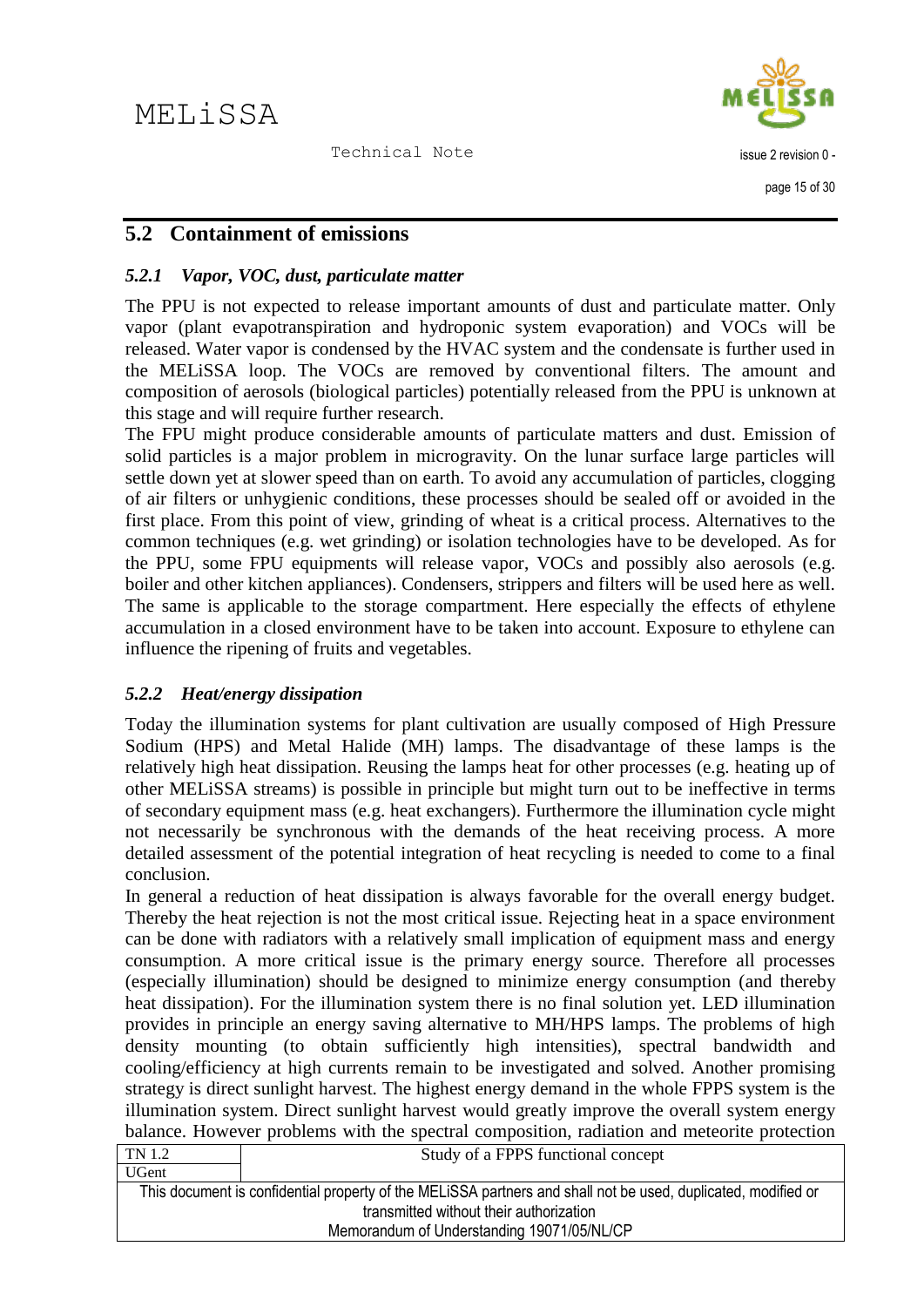## 5.2 Containment of emissions

### *5.2.1 Vapor, VOC, dust, particulate matter*

The PPU is not expected to release important amounts of dust and particulate matter. Only vapor (plant evapotranspiration and hydroponic system evaporation) and VOCs will be released. Water vapor is condensed by the HVAC system and the condensate is further used in the MELiSSA loop. The VOCs are removed by conventional filters. The amount and composition of aerosols (biological particles) potentially released from the PPU is unknown at this stage and will require further research.

The FPU might produce considerable amounts of particulate matters and dust. Emission of solid particles is a major problem in microgravity. On the lunar surface large particles will settle down yet at slower speed than on earth. To avoid any accumulation of particles, clogging of air filters or unhygienic conditions, these processes should be sealed off or avoided in the first place. From this point of view, grinding of wheat is a critical process. Alternatives to the common techniques (e.g. wet grinding) or isolation technologies have to be developed. As for the PPU, some FPU equipments will release vapor, VOCs and possibly also aerosols (e.g. boiler and other kitchen appliances). Condensers, strippers and filters will be used here as well. The same is applicable to the storage compartment. Here especially the effects of ethylene accumulation in a closed environment have to be taken into account. Exposure to ethylene can influence the ripening of fruits and vegetables.

### *5.2.2 Heat/energy dissipation*

Today the illumination systems for plant cultivation are usually composed of High Pressure Sodium (HPS) and Metal Halide (MH) lamps. The disadvantage of these lamps is the relatively high heat dissipation. Reusing the lamps heat for other processes (e.g. heating up of other MELiSSA streams) is possible in principle but might turn out to be ineffective in terms of secondary equipment mass (e.g. heat exchangers). Furthermore the illumination cycle might not necessarily be synchronous with the demands of the heat receiving process. A more detailed assessment of the potential integration of heat recycling is needed to come to a final conclusion.

In general a reduction of heat dissipation is always favorable for the overall energy budget. Thereby the heat rejection is not the most critical issue. Rejecting heat in a space environment can be done with radiators with a relatively small implication of equipment mass and energy consumption. A more critical issue is the primary energy source. Therefore all processes (especially illumination) should be designed to minimize energy consumption (and thereby heat dissipation). For the illumination system there is no final solution yet. LED illumination provides in principle an energy saving alternative to MH/HPS lamps. The problems of high density mounting (to obtain sufficiently high intensities), spectral bandwidth and cooling/efficiency at high currents remain to be investigated and solved. Another promising strategy is direct sunlight harvest. The highest energy demand in the whole FPPS system is the illumination system. Direct sunlight harvest would greatly improve the overall system energy balance. However problems with the spectral composition, radiation and meteorite protection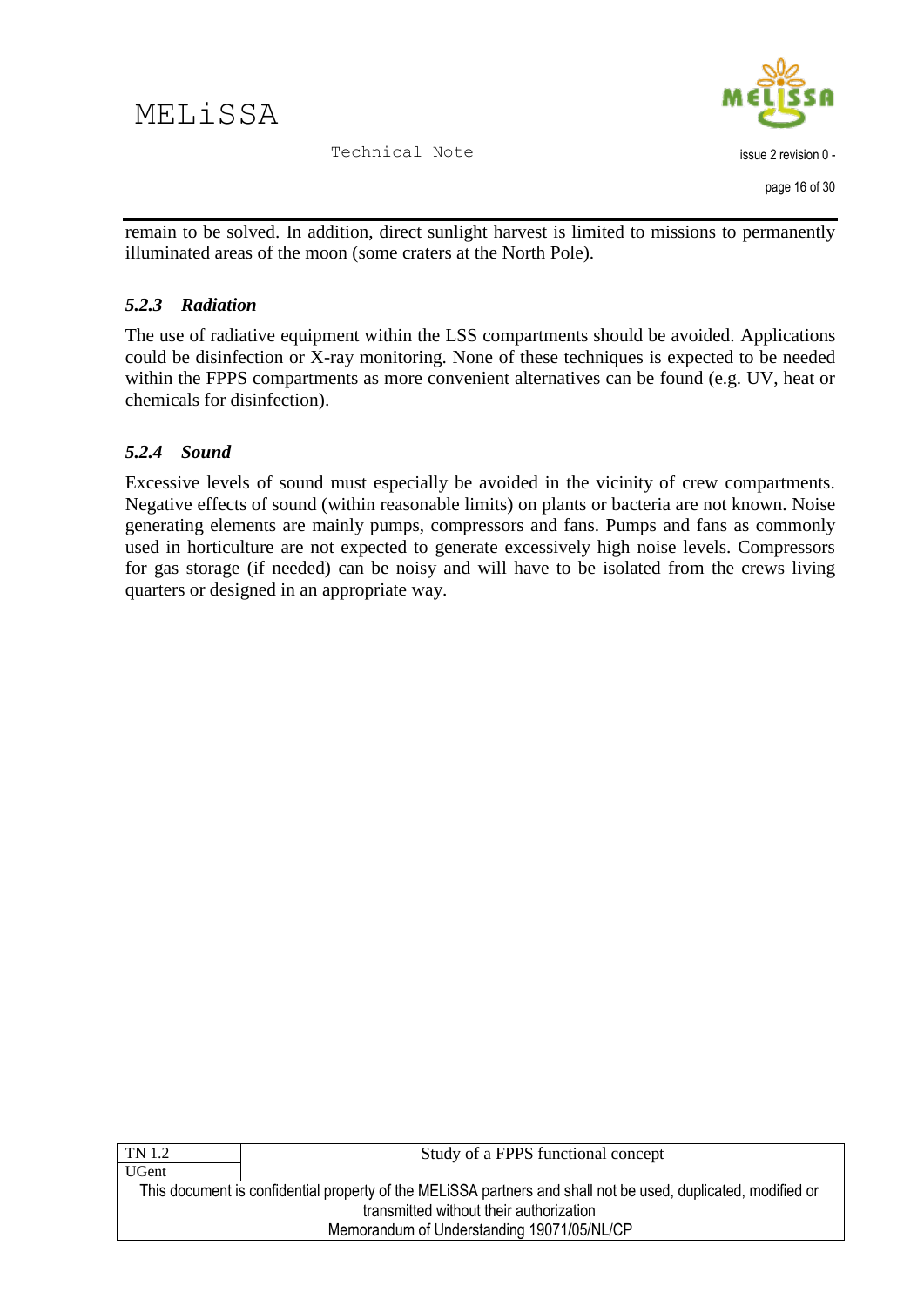remain to be solved. In addition, direct sunlight harvest is limited to missions to permanently illuminated areas of the moon (some craters at the North Pole).

### *5.2.3 Radiation*

The use of radiative equipment within the LSS compartments should be avoided. Applications could be disinfection or X-ray monitoring. None of these techniques is expected to be needed within the FPPS compartments as more convenient alternatives can be found (e.g. UV, heat or chemicals for disinfection).

### *5.2.4 Sound*

Excessive levels of sound must especially be avoided in the vicinity of crew compartments. Negative effects of sound (within reasonable limits) on plants or bacteria are not known. Noise generating elements are mainly pumps, compressors and fans. Pumps and fans as commonly used in horticulture are not expected to generate excessively high noise levels. Compressors for gas storage (if needed) can be noisy and will have to be isolated from the crews living quarters or designed in an appropriate way.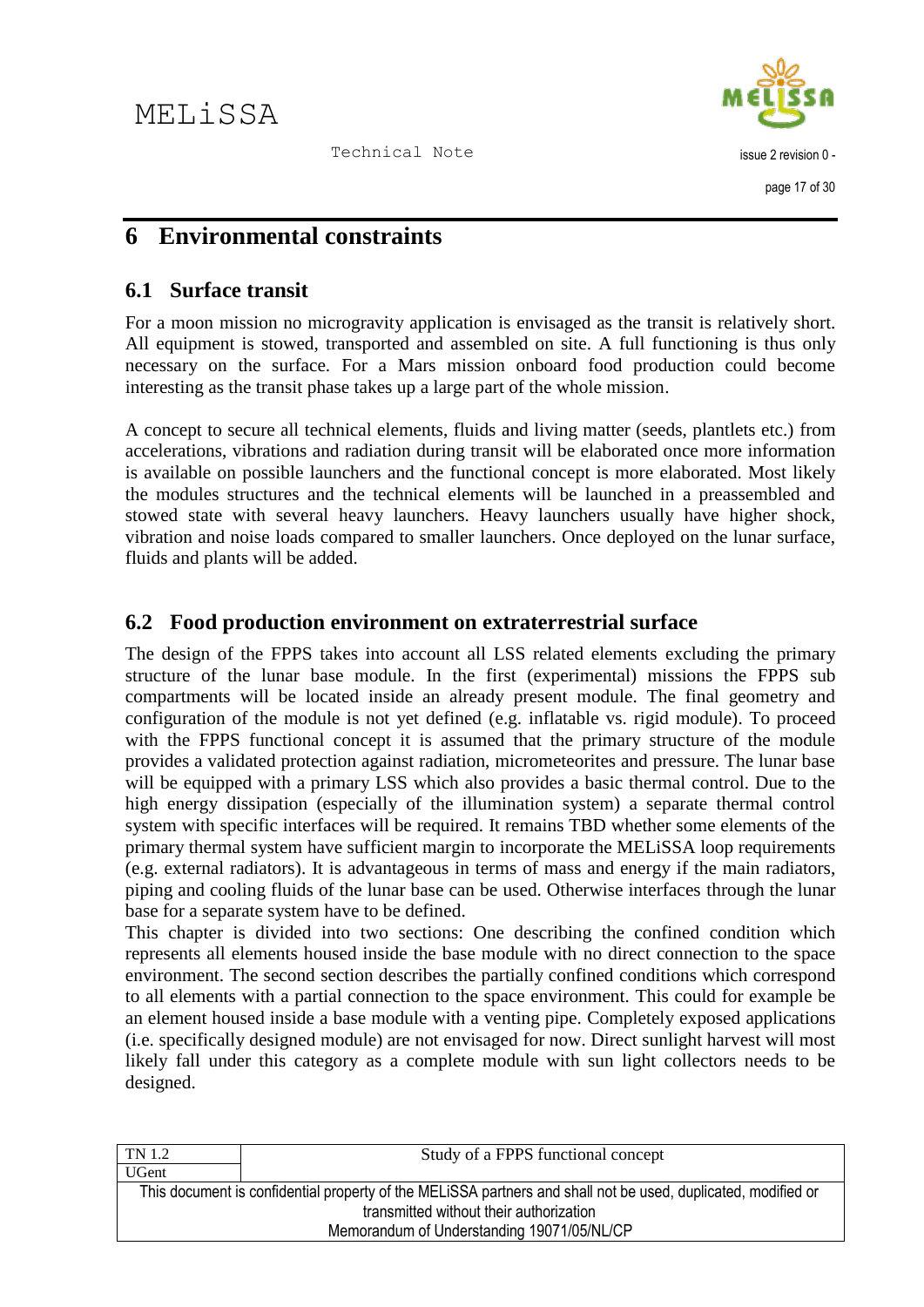# 6 Environmental constraints

## 6.1 Surface transit

For a moon mission no microgravity application is envisaged as the transit is relatively short. All equipment is stowed, transported and assembled on site. A full functioning is thus only necessary on the surface. For a Mars mission onboard food production could become interesting as the transit phase takes up a large part of the whole mission.

A concept to secure all technical elements, fluids and living matter (seeds, plantlets etc.) from accelerations, vibrations and radiation during transit will be elaborated once more information is available on possible launchers and the functional concept is more elaborated. Most likely the modules structures and the technical elements will be launched in a preassembled and stowed state with several heavy launchers. Heavy launchers usually have higher shock, vibration and noise loads compared to smaller launchers. Once deployed on the lunar surface, fluids and plants will be added.

## 6.2 Food production environment on extraterrestrial surface

The design of the FPPS takes into account all LSS related elements excluding the primary structure of the lunar base module. In the first (experimental) missions the FPPS sub compartments will be located inside an already present module. The final geometry and configuration of the module is not yet defined (e.g. inflatable vs. rigid module). To proceed with the FPPS functional concept it is assumed that the primary structure of the module provides a validated protection against radiation, micrometeorites and pressure. The lunar base will be equipped with a primary LSS which also provides a basic thermal control. Due to the high energy dissipation (especially of the illumination system) a separate thermal control system with specific interfaces will be required. It remains TBD whether some elements of the primary thermal system have sufficient margin to incorporate the MELiSSA loop requirements (e.g. external radiators). It is advantageous in terms of mass and energy if the main radiators, piping and cooling fluids of the lunar base can be used. Otherwise interfaces through the lunar base for a separate system have to be defined.

This chapter is divided into two sections: One describing the confined condition which represents all elements housed inside the base module with no direct connection to the space environment. The second section describes the partially confined conditions which correspond to all elements with a partial connection to the space environment. This could for example be an element housed inside a base module with a venting pipe. Completely exposed applications (i.e. specifically designed module) are not envisaged for now. Direct sunlight harvest will most likely fall under this category as a complete module with sun light collectors needs to be designed.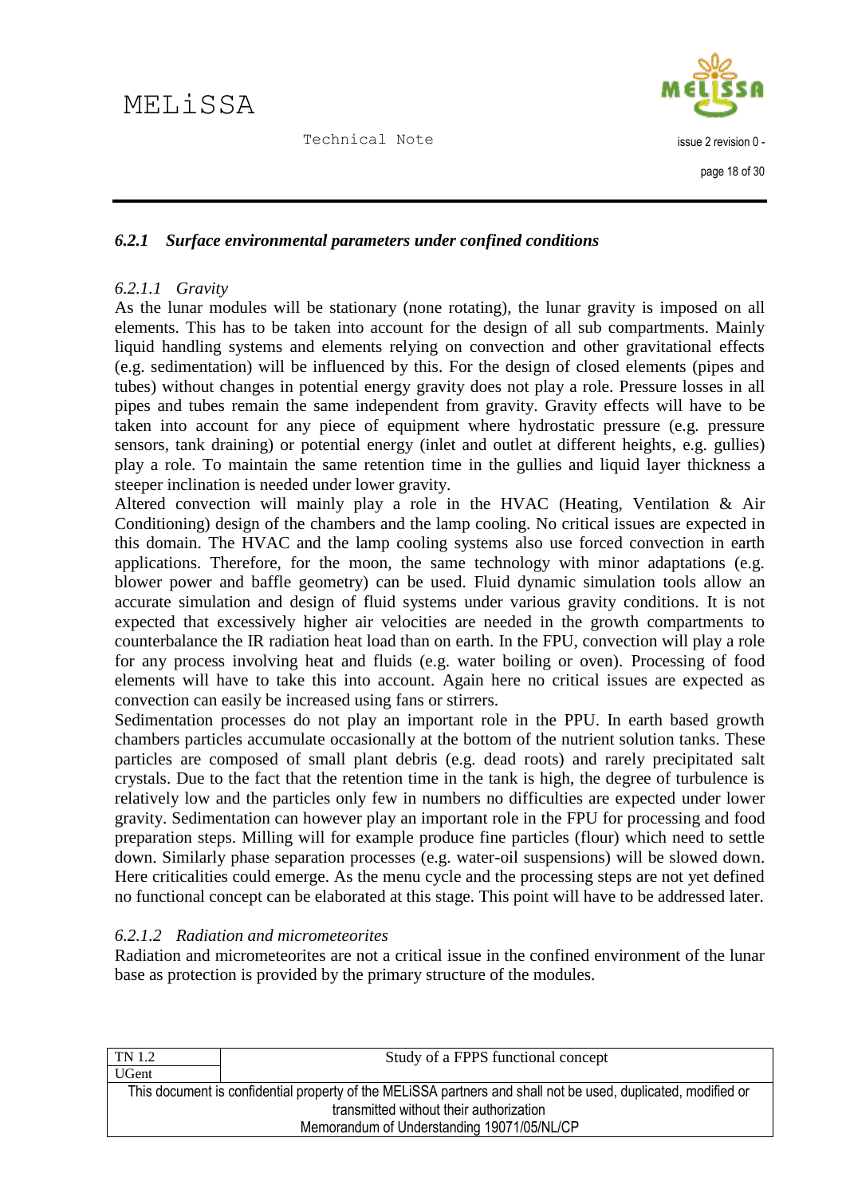### *6.2.1 Surface environmental parameters under confined conditions*

#### *6.2.1.1 Gravity*

As the lunar modules will be stationary (none rotating), the lunar gravity is imposed on all elements. This has to be taken into account for the design of all sub compartments. Mainly liquid handling systems and elements relying on convection and other gravitational effects (e.g. sedimentation) will be influenced by this. For the design of closed elements (pipes and tubes) without changes in potential energy gravity does not play a role. Pressure losses in all pipes and tubes remain the same independent from gravity. Gravity effects will have to be taken into account for any piece of equipment where hydrostatic pressure (e.g. pressure sensors, tank draining) or potential energy (inlet and outlet at different heights, e.g. gullies) play a role. To maintain the same retention time in the gullies and liquid layer thickness a steeper inclination is needed under lower gravity.

Altered convection will mainly play a role in the HVAC (Heating, Ventilation & Air Conditioning) design of the chambers and the lamp cooling. No critical issues are expected in this domain. The HVAC and the lamp cooling systems also use forced convection in earth applications. Therefore, for the moon, the same technology with minor adaptations (e.g. blower power and baffle geometry) can be used. Fluid dynamic simulation tools allow an accurate simulation and design of fluid systems under various gravity conditions. It is not expected that excessively higher air velocities are needed in the growth compartments to counterbalance the IR radiation heat load than on earth. In the FPU, convection will play a role for any process involving heat and fluids (e.g. water boiling or oven). Processing of food elements will have to take this into account. Again here no critical issues are expected as convection can easily be increased using fans or stirrers.

Sedimentation processes do not play an important role in the PPU. In earth based growth chambers particles accumulate occasionally at the bottom of the nutrient solution tanks. These particles are composed of small plant debris (e.g. dead roots) and rarely precipitated salt crystals. Due to the fact that the retention time in the tank is high, the degree of turbulence is relatively low and the particles only few in numbers no difficulties are expected under lower gravity. Sedimentation can however play an important role in the FPU for processing and food preparation steps. Milling will for example produce fine particles (flour) which need to settle down. Similarly phase separation processes (e.g. water-oil suspensions) will be slowed down. Here criticalities could emerge. As the menu cycle and the processing steps are not yet defined no functional concept can be elaborated at this stage. This point will have to be addressed later.

#### *6.2.1.2 Radiation and micrometeorites*

Radiation and micrometeorites are not a critical issue in the confined environment of the lunar base as protection is provided by the primary structure of the modules.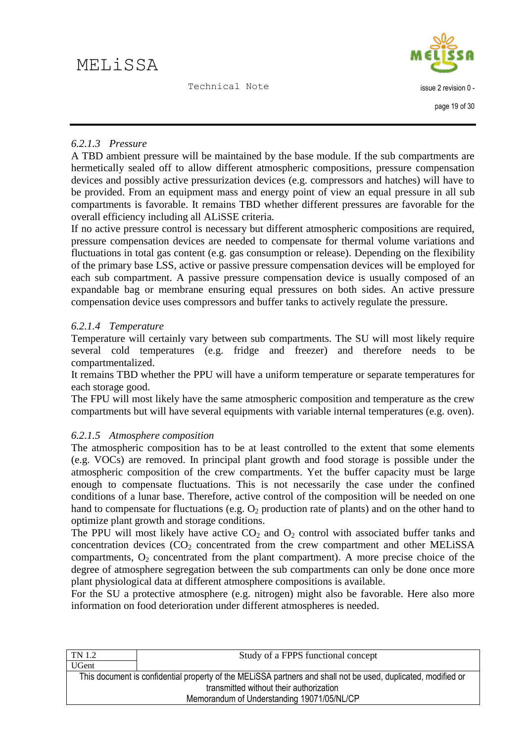#### *6.2.1.3 Pressure*

A TBD ambient pressure will be maintained by the base module. If the sub compartments are hermetically sealed off to allow different atmospheric compositions, pressure compensation devices and possibly active pressurization devices (e.g. compressors and hatches) will have to be provided. From an equipment mass and energy point of view an equal pressure in all sub compartments is favorable. It remains TBD whether different pressures are favorable for the overall efficiency including all ALiSSE criteria.

If no active pressure control is necessary but different atmospheric compositions are required, pressure compensation devices are needed to compensate for thermal volume variations and fluctuations in total gas content (e.g. gas consumption or release). Depending on the flexibility of the primary base LSS, active or passive pressure compensation devices will be employed for each sub compartment. A passive pressure compensation device is usually composed of an expandable bag or membrane ensuring equal pressures on both sides. An active pressure compensation device uses compressors and buffer tanks to actively regulate the pressure.

#### *6.2.1.4 Temperature*

Temperature will certainly vary between sub compartments. The SU will most likely require several cold temperatures (e.g. fridge and freezer) and therefore needs to be compartmentalized.

It remains TBD whether the PPU will have a uniform temperature or separate temperatures for each storage good.

The FPU will most likely have the same atmospheric composition and temperature as the crew compartments but will have several equipments with variable internal temperatures (e.g. oven).

#### *6.2.1.5 Atmosphere composition*

The atmospheric composition has to be at least controlled to the extent that some elements (e.g. VOCs) are removed. In principal plant growth and food storage is possible under the atmospheric composition of the crew compartments. Yet the buffer capacity must be large enough to compensate fluctuations. This is not necessarily the case under the confined conditions of a lunar base. Therefore, active control of the composition will be needed on one hand to compensate for fluctuations (e.g. $O_2$ production rate of plants) and on the other hand to optimize plant growth and storage conditions.

The PPU will most likely have active $CO_2$ and $O_2$ control with associated buffer tanks and concentration devices ($CO_2$ concentrated from the crew compartment and other MELiSSA compartments, $O_2$ concentrated from the plant compartment). A more precise choice of the degree of atmosphere segregation between the sub compartments can only be done once more plant physiological data at different atmosphere compositions is available.

For the SU a protective atmosphere (e.g. nitrogen) might also be favorable. Here also more information on food deterioration under different atmospheres is needed.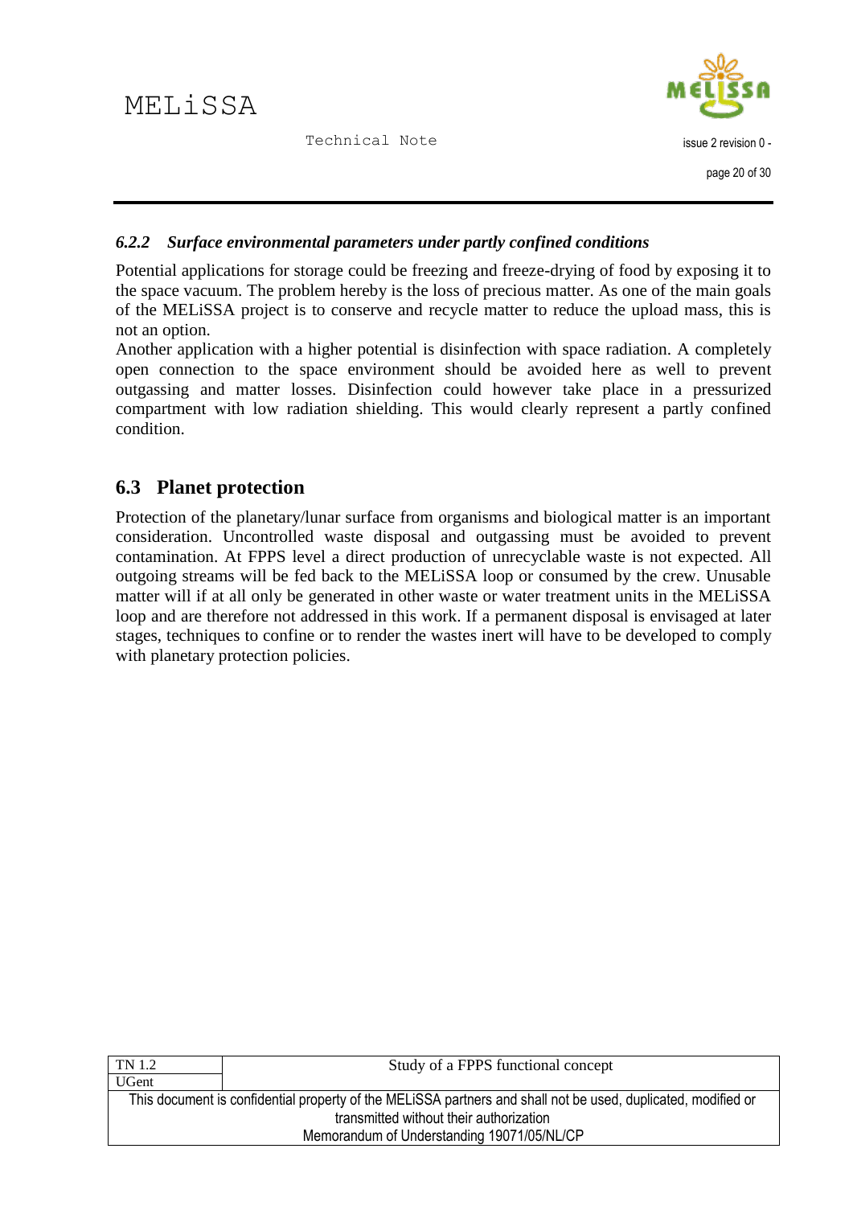### *6.2.2 Surface environmental parameters under partly confined conditions*

Potential applications for storage could be freezing and freeze-drying of food by exposing it to the space vacuum. The problem hereby is the loss of precious matter. As one of the main goals of the MELiSSA project is to conserve and recycle matter to reduce the upload mass, this is not an option.
Another application with a higher potential is disinfection with space radiation. A completely open connection to the space environment should be avoided here as well to prevent outgassing and matter losses. Disinfection could however take place in a pressurized compartment with low radiation shielding. This would clearly represent a partly confined condition.

## 6.3 Planet protection

Protection of the planetary/lunar surface from organisms and biological matter is an important consideration. Uncontrolled waste disposal and outgassing must be avoided to prevent contamination. At FPPS level a direct production of unrecyclable waste is not expected. All outgoing streams will be fed back to the MELiSSA loop or consumed by the crew. Unusable matter will if at all only be generated in other waste or water treatment units in the MELiSSA loop and are therefore not addressed in this work. If a permanent disposal is envisaged at later stages, techniques to confine or to render the wastes inert will have to be developed to comply with planetary protection policies.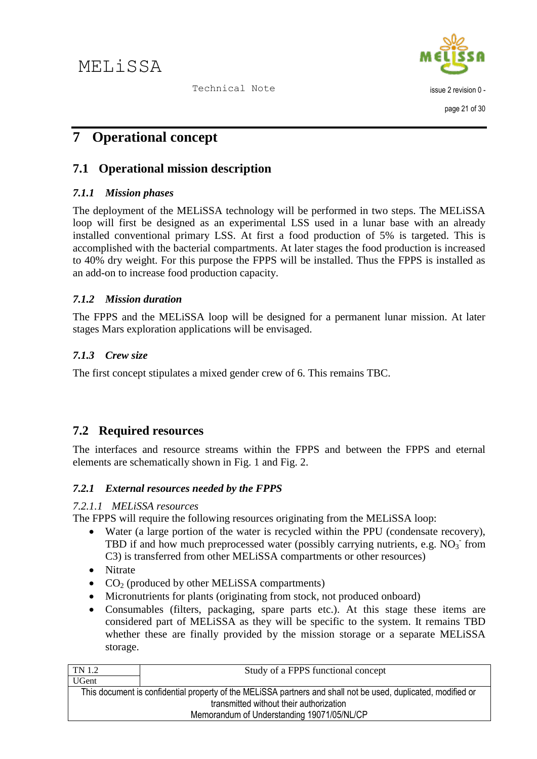# 7 Operational concept

## 7.1 Operational mission description

### *7.1.1 Mission phases*

The deployment of the MELiSSA technology will be performed in two steps. The MELiSSA loop will first be designed as an experimental LSS used in a lunar base with an already installed conventional primary LSS. At first a food production of 5% is targeted. This is accomplished with the bacterial compartments. At later stages the food production is increased to 40% dry weight. For this purpose the FPPS will be installed. Thus the FPPS is installed as an add-on to increase food production capacity.

### *7.1.2 Mission duration*

The FPPS and the MELiSSA loop will be designed for a permanent lunar mission. At later stages Mars exploration applications will be envisaged.

### *7.1.3 Crew size*

The first concept stipulates a mixed gender crew of 6. This remains TBC.

## 7.2 Required resources

The interfaces and resource streams within the FPPS and between the FPPS and eternal elements are schematically shown in Fig. 1 and Fig. 2.

### *7.2.1 External resources needed by the FPPS*

*7.2.1.1 MELiSSA resources*

The FPPS will require the following resources originating from the MELiSSA loop:

- Water (a large portion of the water is recycled within the PPU (condensate recovery), TBD if and how much preprocessed water (possibly carrying nutrients, e.g. $NO_3^-$ from C3) is transferred from other MELiSSA compartments or other resources)
- Nitrate
- $CO_2$ (produced by other MELiSSA compartments)
- Micronutrients for plants (originating from stock, not produced onboard)
- Consumables (filters, packaging, spare parts etc.). At this stage these items are considered part of MELiSSA as they will be specific to the system. It remains TBD whether these are finally provided by the mission storage or a separate MELiSSA storage.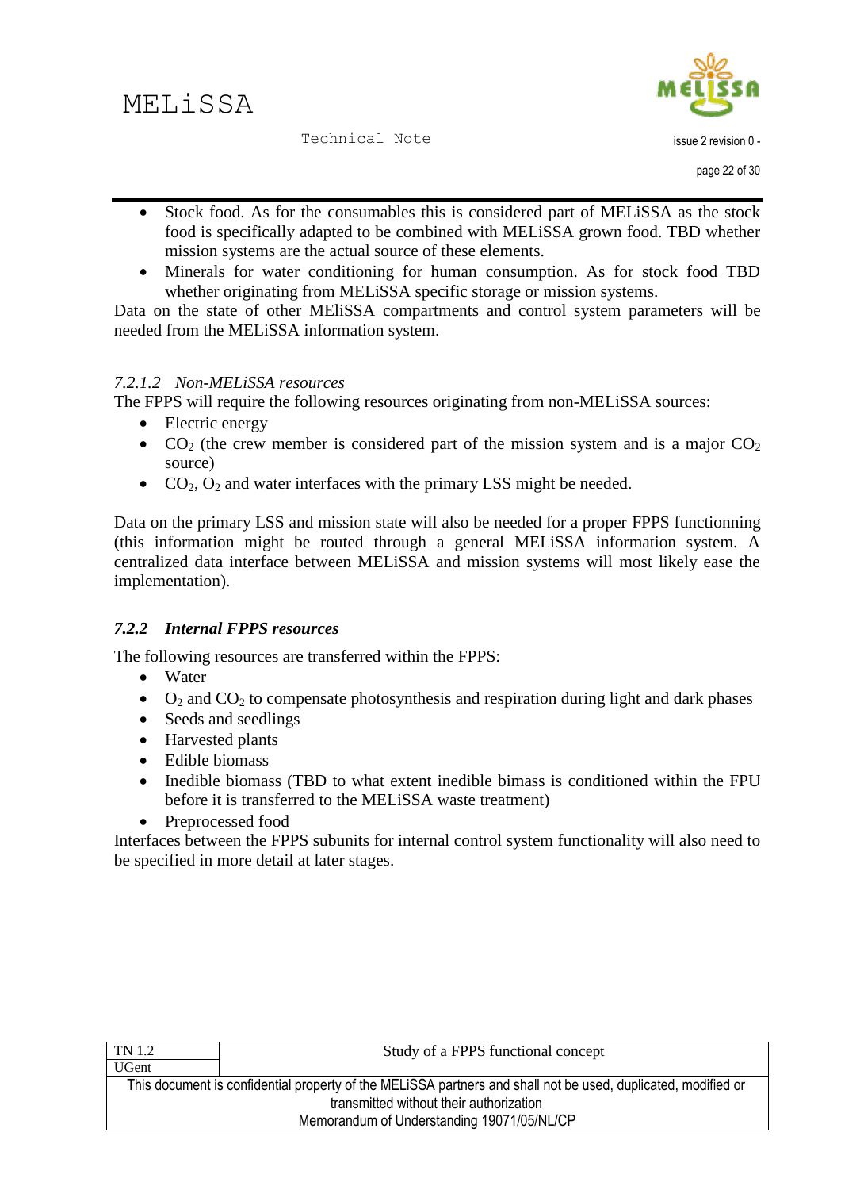- Stock food. As for the consumables this is considered part of MELiSSA as the stock food is specifically adapted to be combined with MELiSSA grown food. TBD whether mission systems are the actual source of these elements.
- Minerals for water conditioning for human consumption. As for stock food TBD whether originating from MELiSSA specific storage or mission systems.

Data on the state of other MEliSSA compartments and control system parameters will be needed from the MELiSSA information system.

#### *7.2.1.2 Non-MELiSSA resources*

The FPPS will require the following resources originating from non-MELiSSA sources:

- Electric energy
- $CO_2$ (the crew member is considered part of the mission system and is a major $CO_2$ source)
- $CO_2$, $O_2$ and water interfaces with the primary LSS might be needed.

Data on the primary LSS and mission state will also be needed for a proper FPPS functionning (this information might be routed through a general MELiSSA information system. A centralized data interface between MELiSSA and mission systems will most likely ease the implementation).

### *7.2.2 Internal FPPS resources*

The following resources are transferred within the FPPS:

- Water
- $O_2$ and $CO_2$ to compensate photosynthesis and respiration during light and dark phases
- Seeds and seedlings
- Harvested plants
- Edible biomass
- Inedible biomass (TBD to what extent inedible bimass is conditioned within the FPU before it is transferred to the MELiSSA waste treatment)
- Preprocessed food

Interfaces between the FPPS subunits for internal control system functionality will also need to be specified in more detail at later stages.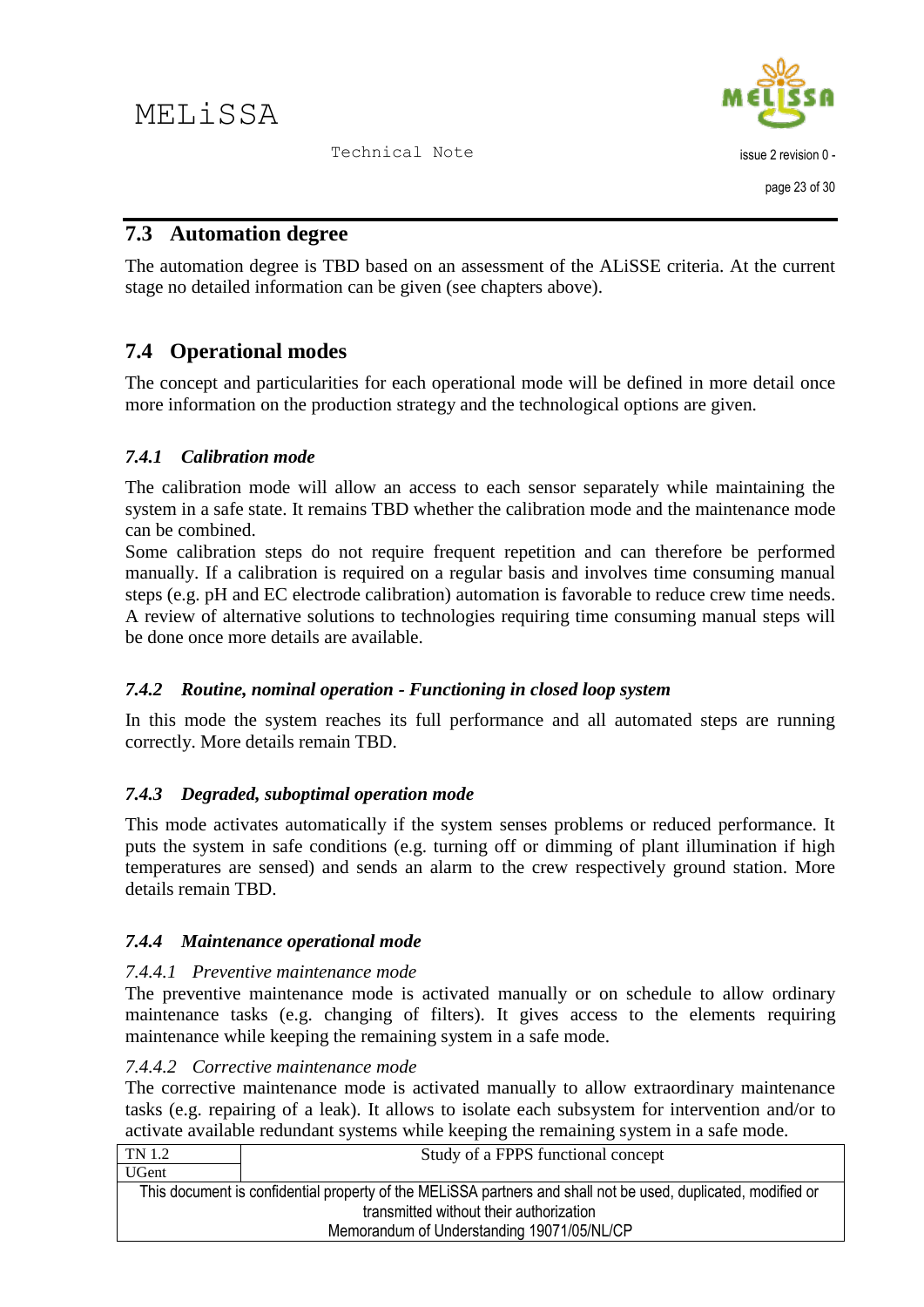## 7.3 Automation degree

The automation degree is TBD based on an assessment of the ALiSSE criteria. At the current stage no detailed information can be given (see chapters above).

## 7.4 Operational modes

The concept and particularities for each operational mode will be defined in more detail once more information on the production strategy and the technological options are given.

### *7.4.1 Calibration mode*

The calibration mode will allow an access to each sensor separately while maintaining the system in a safe state. It remains TBD whether the calibration mode and the maintenance mode can be combined.

Some calibration steps do not require frequent repetition and can therefore be performed manually. If a calibration is required on a regular basis and involves time consuming manual steps (e.g. pH and EC electrode calibration) automation is favorable to reduce crew time needs. A review of alternative solutions to technologies requiring time consuming manual steps will be done once more details are available.

### *7.4.2 Routine, nominal operation - Functioning in closed loop system*

In this mode the system reaches its full performance and all automated steps are running correctly. More details remain TBD.

### *7.4.3 Degraded, suboptimal operation mode*

This mode activates automatically if the system senses problems or reduced performance. It puts the system in safe conditions (e.g. turning off or dimming of plant illumination if high temperatures are sensed) and sends an alarm to the crew respectively ground station. More details remain TBD.

### *7.4.4 Maintenance operational mode*

#### *7.4.4.1 Preventive maintenance mode*

The preventive maintenance mode is activated manually or on schedule to allow ordinary maintenance tasks (e.g. changing of filters). It gives access to the elements requiring maintenance while keeping the remaining system in a safe mode.

#### *7.4.4.2 Corrective maintenance mode*

The corrective maintenance mode is activated manually to allow extraordinary maintenance tasks (e.g. repairing of a leak). It allows to isolate each subsystem for intervention and/or to activate available redundant systems while keeping the remaining system in a safe mode.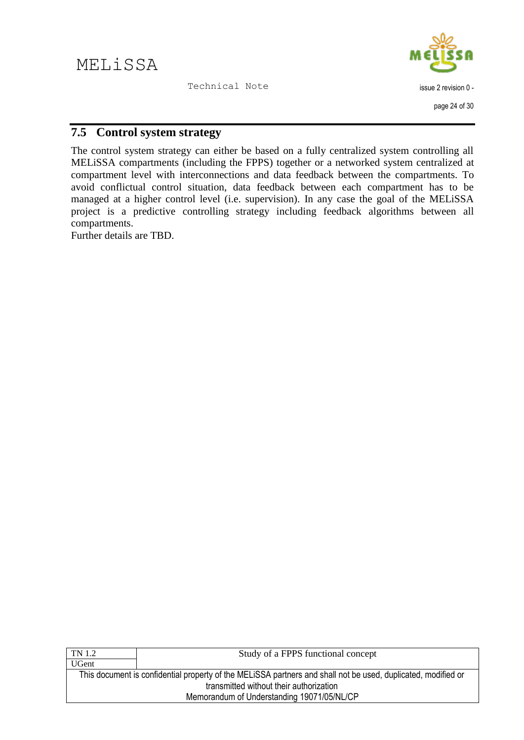## 7.5 Control system strategy

The control system strategy can either be based on a fully centralized system controlling all MELiSSA compartments (including the FPPS) together or a networked system centralized at compartment level with interconnections and data feedback between the compartments. To avoid conflictual control situation, data feedback between each compartment has to be managed at a higher control level (i.e. supervision). In any case the goal of the MELiSSA project is a predictive controlling strategy including feedback algorithms between all compartments.
Further details are TBD.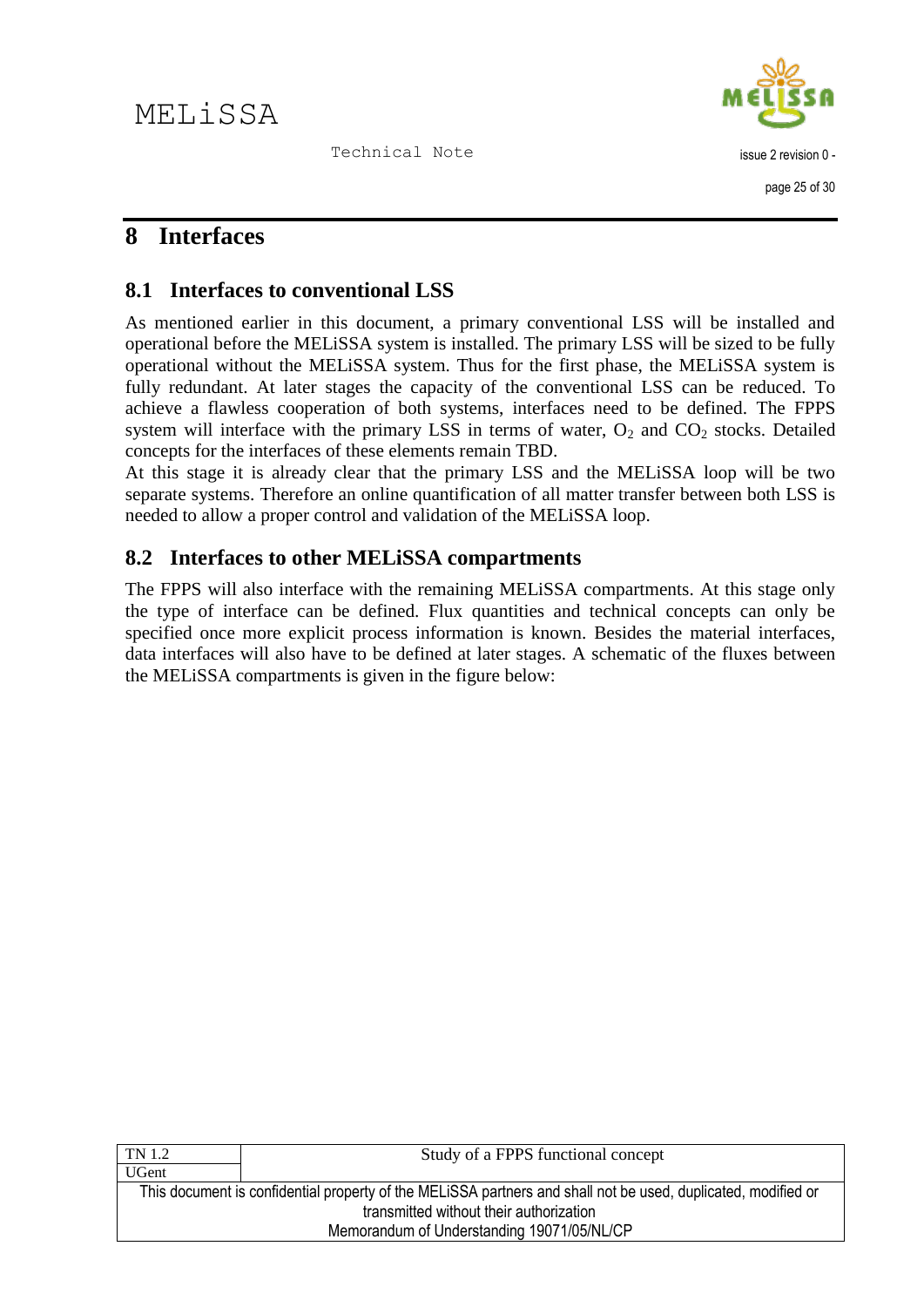# 8 Interfaces

## 8.1 Interfaces to conventional LSS

As mentioned earlier in this document, a primary conventional LSS will be installed and operational before the MELiSSA system is installed. The primary LSS will be sized to be fully operational without the MELiSSA system. Thus for the first phase, the MELiSSA system is fully redundant. At later stages the capacity of the conventional LSS can be reduced. To achieve a flawless cooperation of both systems, interfaces need to be defined. The FPPS system will interface with the primary LSS in terms of water, $O_2$ and $CO_2$ stocks. Detailed concepts for the interfaces of these elements remain TBD.

At this stage it is already clear that the primary LSS and the MELiSSA loop will be two separate systems. Therefore an online quantification of all matter transfer between both LSS is needed to allow a proper control and validation of the MELiSSA loop.

## 8.2 Interfaces to other MELiSSA compartments

The FPPS will also interface with the remaining MELiSSA compartments. At this stage only the type of interface can be defined. Flux quantities and technical concepts can only be specified once more explicit process information is known. Besides the material interfaces, data interfaces will also have to be defined at later stages. A schematic of the fluxes between the MELiSSA compartments is given in the figure below: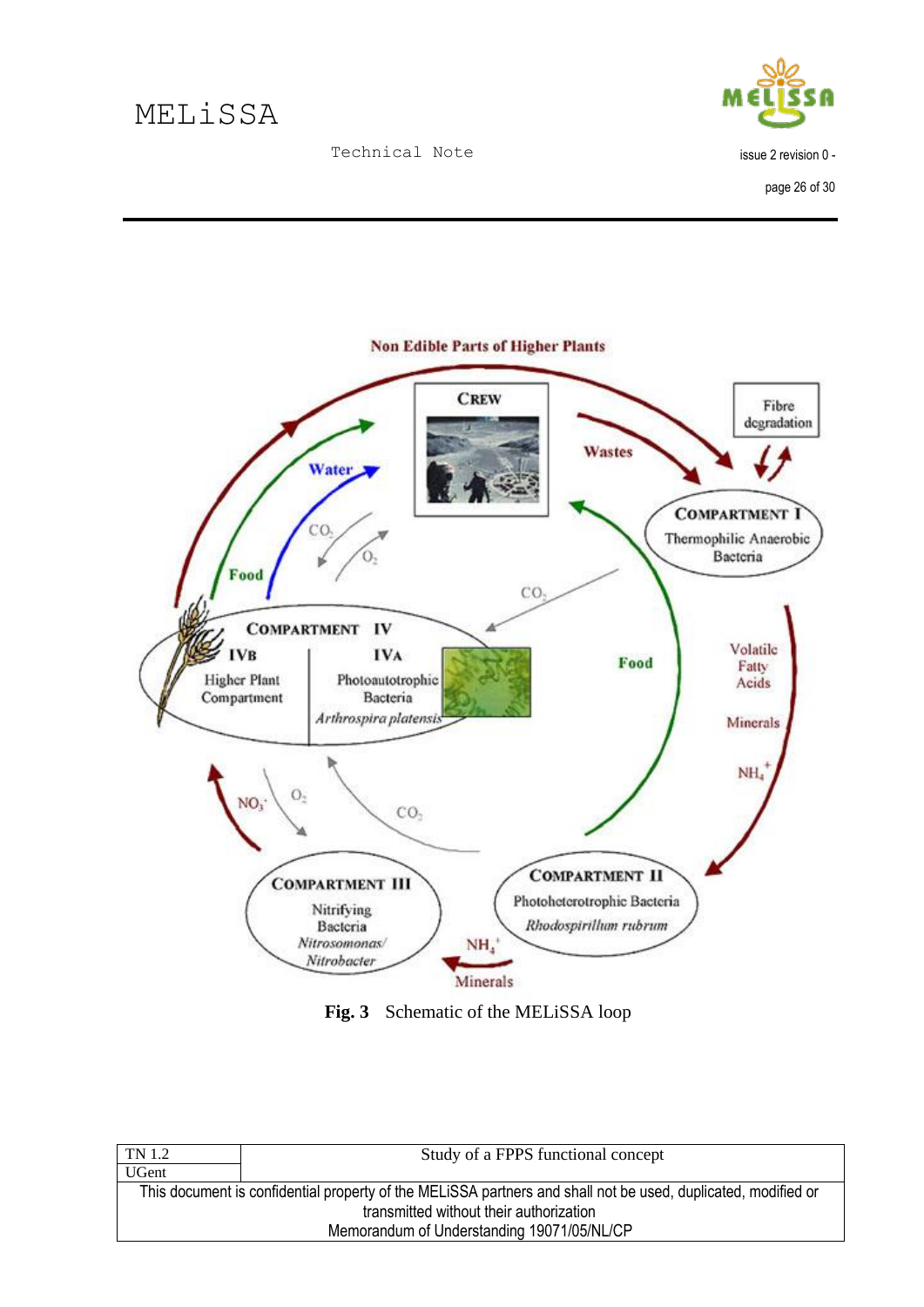**Fig. 3** Schematic of the MELiSSA loop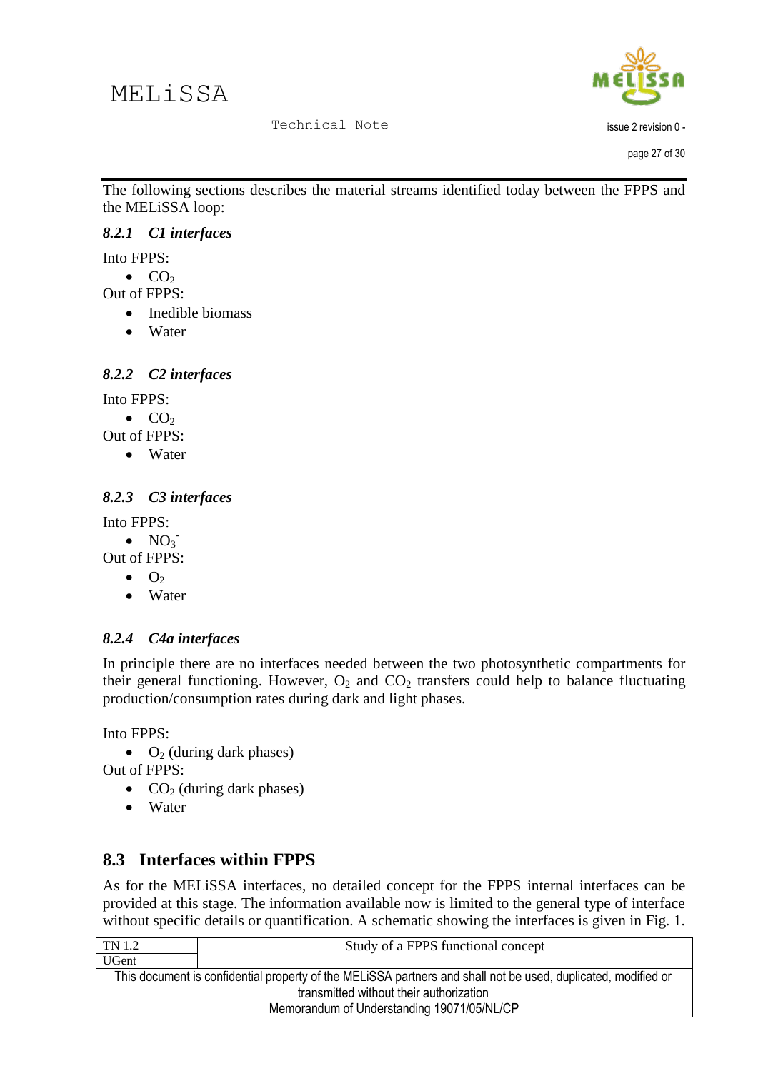The following sections describes the material streams identified today between the FPPS and the MELiSSA loop:

### 8.2.1 *C1 interfaces*

Into FPPS:

- $CO_2$

Out of FPPS:

- Inedible biomass
- Water

### 8.2.2 *C2 interfaces*

Into FPPS:

- $CO_2$

Out of FPPS:

- Water

### 8.2.3 *C3 interfaces*

Into FPPS:

- $NO_3^-$

Out of FPPS:

- $O_2$
- Water

### 8.2.4 *C4a interfaces*

In principle there are no interfaces needed between the two photosynthetic compartments for their general functioning. However, $O_2$ and $CO_2$ transfers could help to balance fluctuating production/consumption rates during dark and light phases.

Into FPPS:

- $O_2$ (during dark phases)

Out of FPPS:

- $CO_2$ (during dark phases)
- Water

## 8.3 Interfaces within FPPS

As for the MELiSSA interfaces, no detailed concept for the FPPS internal interfaces can be provided at this stage. The information available now is limited to the general type of interface without specific details or quantification. A schematic showing the interfaces is given in Fig. 1.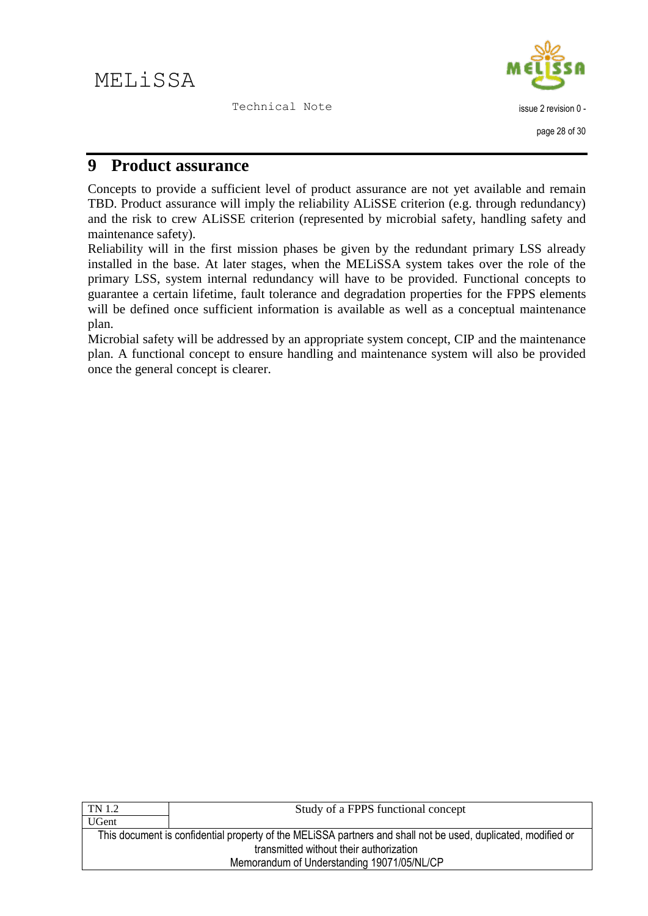# 9 Product assurance

Concepts to provide a sufficient level of product assurance are not yet available and remain TBD. Product assurance will imply the reliability ALiSSE criterion (e.g. through redundancy) and the risk to crew ALiSSE criterion (represented by microbial safety, handling safety and maintenance safety).

Reliability will in the first mission phases be given by the redundant primary LSS already installed in the base. At later stages, when the MELiSSA system takes over the role of the primary LSS, system internal redundancy will have to be provided. Functional concepts to guarantee a certain lifetime, fault tolerance and degradation properties for the FPPS elements will be defined once sufficient information is available as well as a conceptual maintenance plan.

Microbial safety will be addressed by an appropriate system concept, CIP and the maintenance plan. A functional concept to ensure handling and maintenance system will also be provided once the general concept is clearer.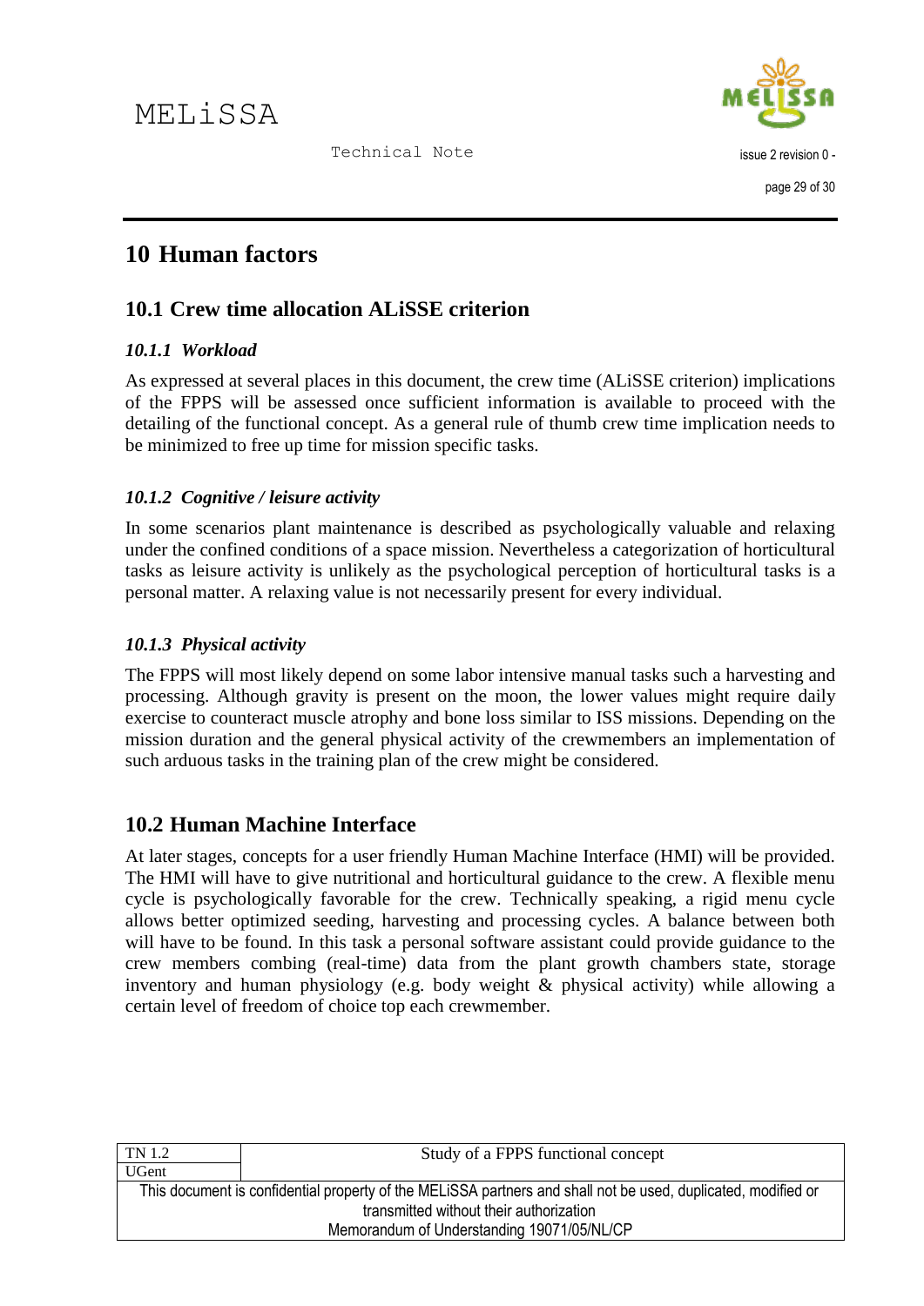# 10 Human factors

## 10.1 Crew time allocation ALiSSE criterion

### *10.1.1 Workload*

As expressed at several places in this document, the crew time (ALiSSE criterion) implications of the FPPS will be assessed once sufficient information is available to proceed with the detailing of the functional concept. As a general rule of thumb crew time implication needs to be minimized to free up time for mission specific tasks.

### *10.1.2 Cognitive / leisure activity*

In some scenarios plant maintenance is described as psychologically valuable and relaxing under the confined conditions of a space mission. Nevertheless a categorization of horticultural tasks as leisure activity is unlikely as the psychological perception of horticultural tasks is a personal matter. A relaxing value is not necessarily present for every individual.

### *10.1.3 Physical activity*

The FPPS will most likely depend on some labor intensive manual tasks such a harvesting and processing. Although gravity is present on the moon, the lower values might require daily exercise to counteract muscle atrophy and bone loss similar to ISS missions. Depending on the mission duration and the general physical activity of the crewmembers an implementation of such arduous tasks in the training plan of the crew might be considered.

## 10.2 Human Machine Interface

At later stages, concepts for a user friendly Human Machine Interface (HMI) will be provided. The HMI will have to give nutritional and horticultural guidance to the crew. A flexible menu cycle is psychologically favorable for the crew. Technically speaking, a rigid menu cycle allows better optimized seeding, harvesting and processing cycles. A balance between both will have to be found. In this task a personal software assistant could provide guidance to the crew members combing (real-time) data from the plant growth chambers state, storage inventory and human physiology (e.g. body weight & physical activity) while allowing a certain level of freedom of choice top each crewmember.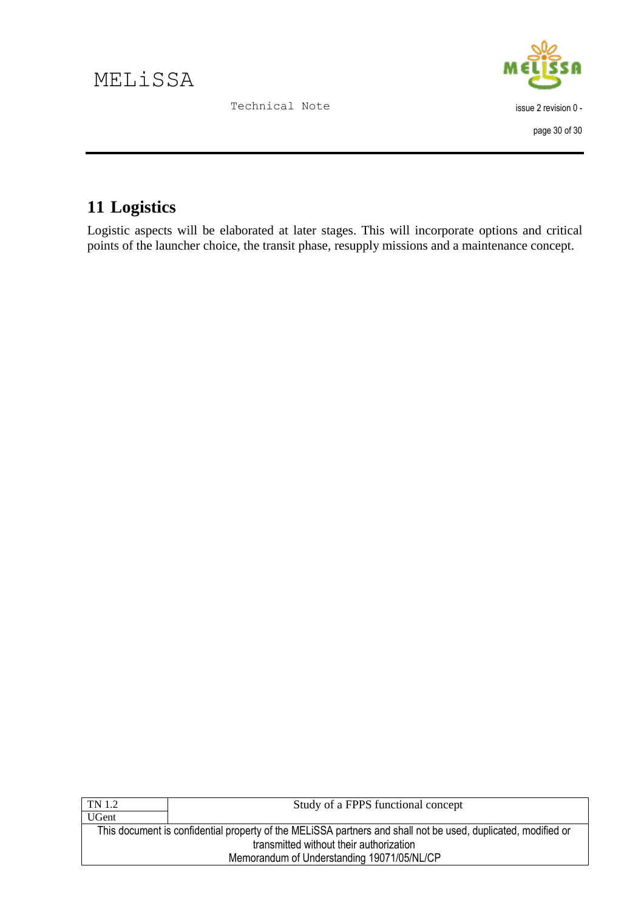# 11 Logistics

Logistic aspects will be elaborated at later stages. This will incorporate options and critical points of the launcher choice, the transit phase, resupply missions and a maintenance concept.